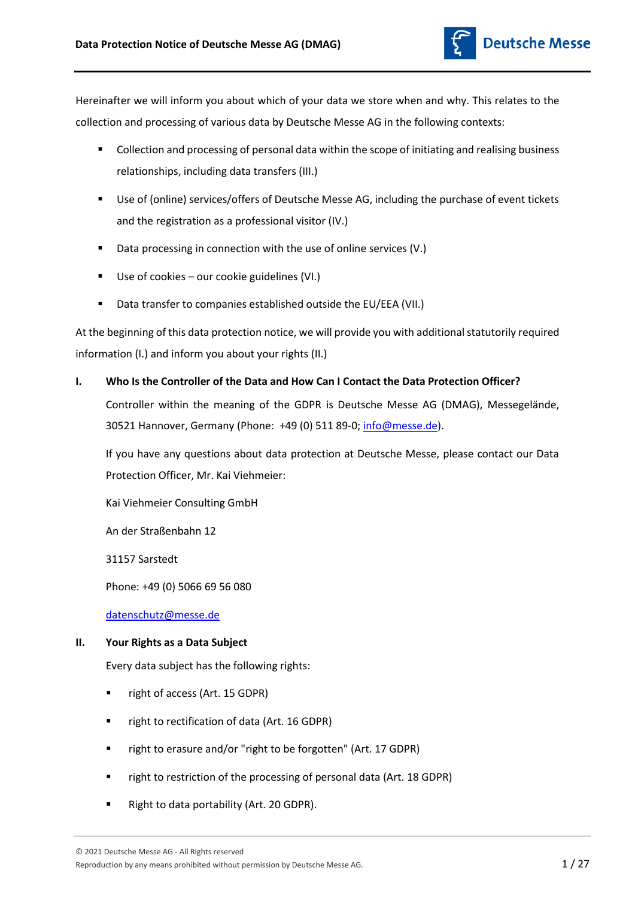Hereinafter we will inform you about which of your data we store when and why. This relates to the collection and processing of various data by Deutsche Messe AG in the following contexts:

- Collection and processing of personal data within the scope of initiating and realising business relationships, including data transfers (III.)
- Use of (online) services/offers of Deutsche Messe AG, including the purchase of event tickets and the registration as a professional visitor (IV.)
- Data processing in connection with the use of online services (V.)
- Use of cookies – our cookie guidelines (VI.)
- Data transfer to companies established outside the EU/EEA (VII.)

At the beginning of this data protection notice, we will provide you with additional statutorily required information (I.) and inform you about your rights (II.)

## I. Who Is the Controller of the Data and How Can I Contact the Data Protection Officer?

Controller within the meaning of the GDPR is Deutsche Messe AG (DMAG), Messegelände, 30521 Hannover, Germany (Phone: +49 (0) 511 89-0; info@messe.de).

If you have any questions about data protection at Deutsche Messe, please contact our Data Protection Officer, Mr. Kai Viehmeier:

Kai Viehmeier Consulting GmbH

An der Straßenbahn 12

31157 Sarstedt

Phone: +49 (0) 5066 69 56 080

datenschutz@messe.de

## II. Your Rights as a Data Subject

Every data subject has the following rights:

- right of access (Art. 15 GDPR)
- right to rectification of data (Art. 16 GDPR)
- right to erasure and/or "right to be forgotten" (Art. 17 GDPR)
- right to restriction of the processing of personal data (Art. 18 GDPR)
- Right to data portability (Art. 20 GDPR).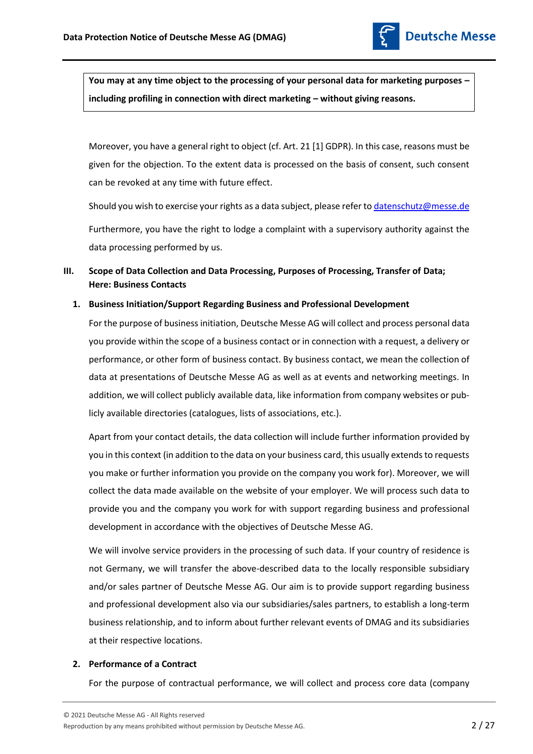**You may at any time object to the processing of your personal data for marketing purposes – including profiling in connection with direct marketing – without giving reasons.**

Moreover, you have a general right to object (cf. Art. 21 [1] GDPR). In this case, reasons must be given for the objection. To the extent data is processed on the basis of consent, such consent can be revoked at any time with future effect.

Should you wish to exercise your rights as a data subject, please refer to [datenschutz@messe.de](mailto:datenschutz@messe.de)

Furthermore, you have the right to lodge a complaint with a supervisory authority against the data processing performed by us.

## III. Scope of Data Collection and Data Processing, Purposes of Processing, Transfer of Data; Here: Business Contacts

### 1. Business Initiation/Support Regarding Business and Professional Development

For the purpose of business initiation, Deutsche Messe AG will collect and process personal data you provide within the scope of a business contact or in connection with a request, a delivery or performance, or other form of business contact. By business contact, we mean the collection of data at presentations of Deutsche Messe AG as well as at events and networking meetings. In addition, we will collect publicly available data, like information from company websites or publicly available directories (catalogues, lists of associations, etc.).

Apart from your contact details, the data collection will include further information provided by you in this context (in addition to the data on your business card, this usually extends to requests you make or further information you provide on the company you work for). Moreover, we will collect the data made available on the website of your employer. We will process such data to provide you and the company you work for with support regarding business and professional development in accordance with the objectives of Deutsche Messe AG.

We will involve service providers in the processing of such data. If your country of residence is not Germany, we will transfer the above-described data to the locally responsible subsidiary and/or sales partner of Deutsche Messe AG. Our aim is to provide support regarding business and professional development also via our subsidiaries/sales partners, to establish a long-term business relationship, and to inform about further relevant events of DMAG and its subsidiaries at their respective locations.

### 2. Performance of a Contract

For the purpose of contractual performance, we will collect and process core data (company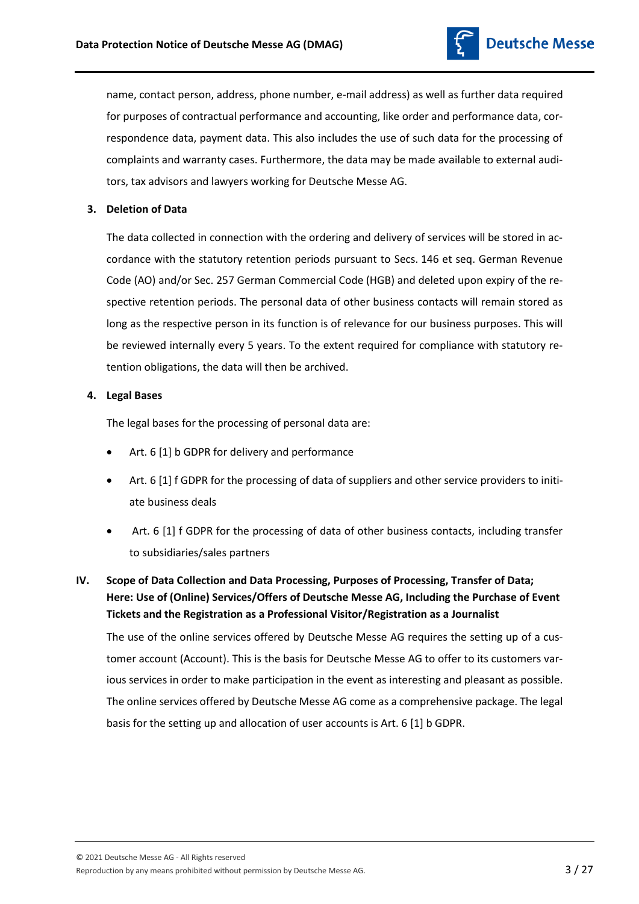name, contact person, address, phone number, e-mail address) as well as further data required for purposes of contractual performance and accounting, like order and performance data, correspondence data, payment data. This also includes the use of such data for the processing of complaints and warranty cases. Furthermore, the data may be made available to external auditors, tax advisors and lawyers working for Deutsche Messe AG.

### 3. Deletion of Data

The data collected in connection with the ordering and delivery of services will be stored in accordance with the statutory retention periods pursuant to Secs. 146 et seq. German Revenue Code (AO) and/or Sec. 257 German Commercial Code (HGB) and deleted upon expiry of the respective retention periods. The personal data of other business contacts will remain stored as long as the respective person in its function is of relevance for our business purposes. This will be reviewed internally every 5 years. To the extent required for compliance with statutory retention obligations, the data will then be archived.

### 4. Legal Bases

The legal bases for the processing of personal data are:

- Art. 6 [1] b GDPR for delivery and performance
- Art. 6 [1] f GDPR for the processing of data of suppliers and other service providers to initiate business deals
- Art. 6 [1] f GDPR for the processing of data of other business contacts, including transfer to subsidiaries/sales partners

## IV. Scope of Data Collection and Data Processing, Purposes of Processing, Transfer of Data; Here: Use of (Online) Services/Offers of Deutsche Messe AG, Including the Purchase of Event Tickets and the Registration as a Professional Visitor/Registration as a Journalist

The use of the online services offered by Deutsche Messe AG requires the setting up of a customer account (Account). This is the basis for Deutsche Messe AG to offer to its customers various services in order to make participation in the event as interesting and pleasant as possible. The online services offered by Deutsche Messe AG come as a comprehensive package. The legal basis for the setting up and allocation of user accounts is Art. 6 [1] b GDPR.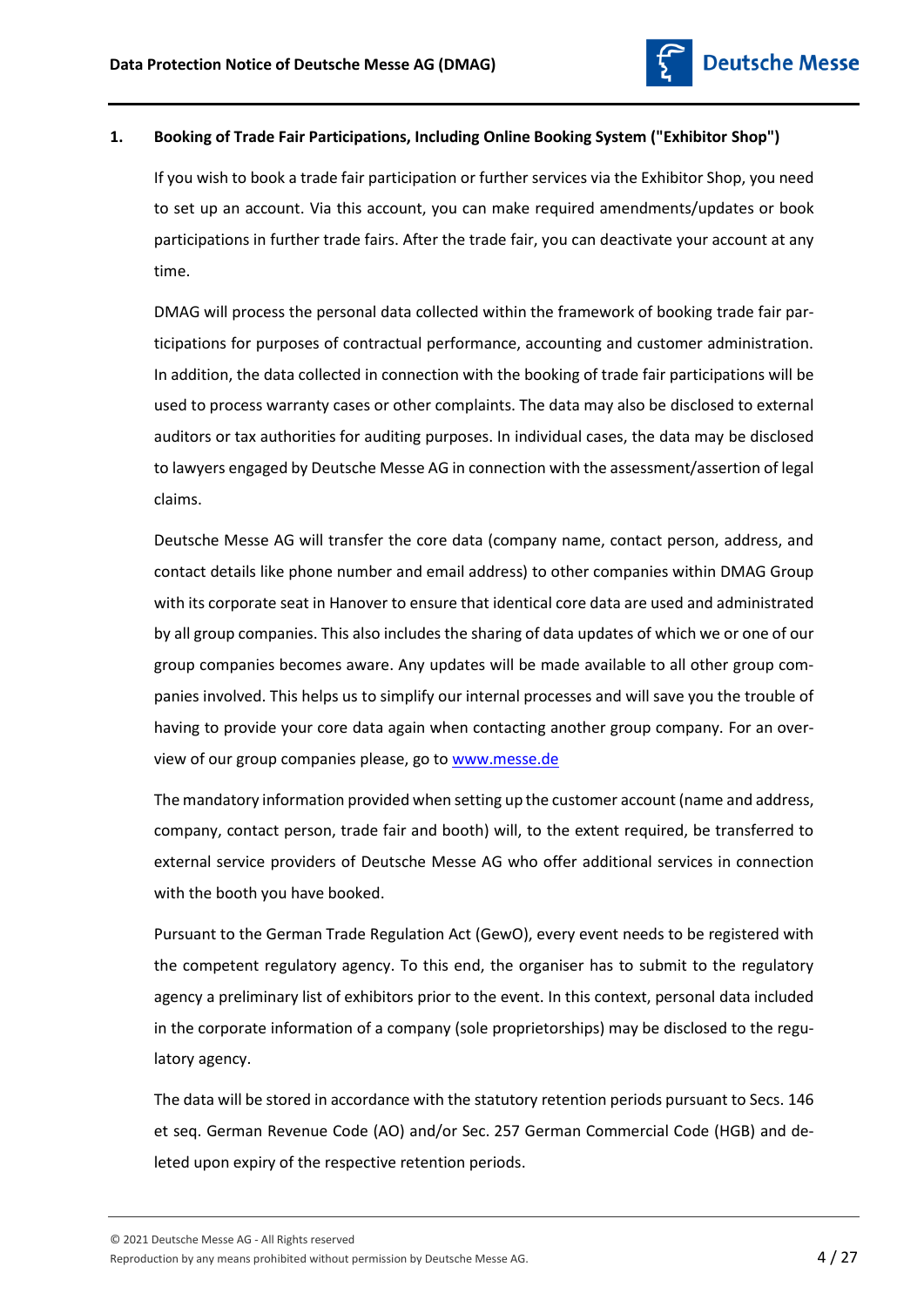## 1. Booking of Trade Fair Participations, Including Online Booking System ("Exhibitor Shop")

If you wish to book a trade fair participation or further services via the Exhibitor Shop, you need to set up an account. Via this account, you can make required amendments/updates or book participations in further trade fairs. After the trade fair, you can deactivate your account at any time.

DMAG will process the personal data collected within the framework of booking trade fair participations for purposes of contractual performance, accounting and customer administration. In addition, the data collected in connection with the booking of trade fair participations will be used to process warranty cases or other complaints. The data may also be disclosed to external auditors or tax authorities for auditing purposes. In individual cases, the data may be disclosed to lawyers engaged by Deutsche Messe AG in connection with the assessment/assertion of legal claims.

Deutsche Messe AG will transfer the core data (company name, contact person, address, and contact details like phone number and email address) to other companies within DMAG Group with its corporate seat in Hanover to ensure that identical core data are used and administrated by all group companies. This also includes the sharing of data updates of which we or one of our group companies becomes aware. Any updates will be made available to all other group companies involved. This helps us to simplify our internal processes and will save you the trouble of having to provide your core data again when contacting another group company. For an overview of our group companies please, go to [www.messe.de](http://www.messe.de)

The mandatory information provided when setting up the customer account (name and address, company, contact person, trade fair and booth) will, to the extent required, be transferred to external service providers of Deutsche Messe AG who offer additional services in connection with the booth you have booked.

Pursuant to the German Trade Regulation Act (GewO), every event needs to be registered with the competent regulatory agency. To this end, the organiser has to submit to the regulatory agency a preliminary list of exhibitors prior to the event. In this context, personal data included in the corporate information of a company (sole proprietorships) may be disclosed to the regulatory agency.

The data will be stored in accordance with the statutory retention periods pursuant to Secs. 146 et seq. German Revenue Code (AO) and/or Sec. 257 German Commercial Code (HGB) and deleted upon expiry of the respective retention periods.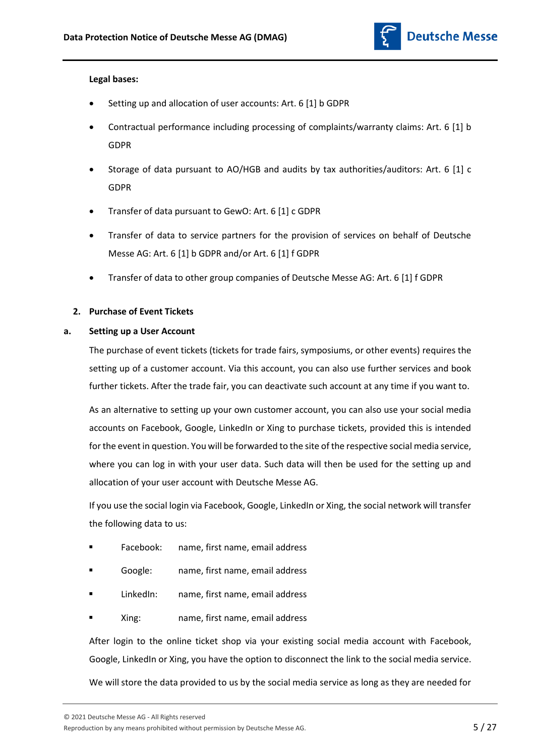**Legal bases:**

- Setting up and allocation of user accounts: Art. 6 [1] b GDPR
- Contractual performance including processing of complaints/warranty claims: Art. 6 [1] b GDPR
- Storage of data pursuant to AO/HGB and audits by tax authorities/auditors: Art. 6 [1] c GDPR
- Transfer of data pursuant to GewO: Art. 6 [1] c GDPR
- Transfer of data to service partners for the provision of services on behalf of Deutsche Messe AG: Art. 6 [1] b GDPR and/or Art. 6 [1] f GDPR
- Transfer of data to other group companies of Deutsche Messe AG: Art. 6 [1] f GDPR

## 2. Purchase of Event Tickets

### a. Setting up a User Account

The purchase of event tickets (tickets for trade fairs, symposiums, or other events) requires the setting up of a customer account. Via this account, you can also use further services and book further tickets. After the trade fair, you can deactivate such account at any time if you want to.

As an alternative to setting up your own customer account, you can also use your social media accounts on Facebook, Google, LinkedIn or Xing to purchase tickets, provided this is intended for the event in question. You will be forwarded to the site of the respective social media service, where you can log in with your user data. Such data will then be used for the setting up and allocation of your user account with Deutsche Messe AG.

If you use the social login via Facebook, Google, LinkedIn or Xing, the social network will transfer the following data to us:

- Facebook: name, first name, email address
- Google: name, first name, email address
- LinkedIn: name, first name, email address
- Xing: name, first name, email address

After login to the online ticket shop via your existing social media account with Facebook, Google, LinkedIn or Xing, you have the option to disconnect the link to the social media service.

We will store the data provided to us by the social media service as long as they are needed for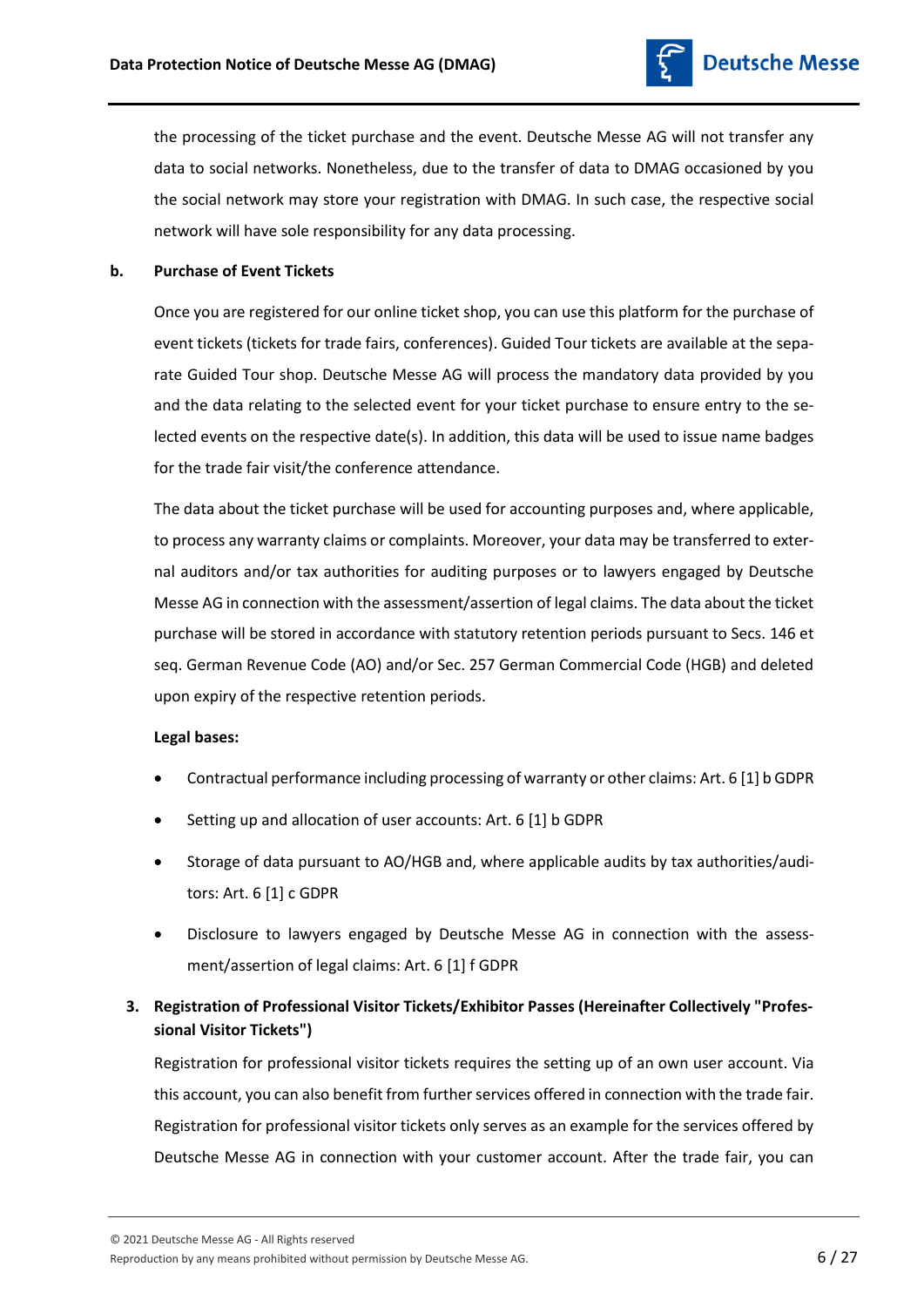the processing of the ticket purchase and the event. Deutsche Messe AG will not transfer any data to social networks. Nonetheless, due to the transfer of data to DMAG occasioned by you the social network may store your registration with DMAG. In such case, the respective social network will have sole responsibility for any data processing.

**b. Purchase of Event Tickets**

Once you are registered for our online ticket shop, you can use this platform for the purchase of event tickets (tickets for trade fairs, conferences). Guided Tour tickets are available at the separate Guided Tour shop. Deutsche Messe AG will process the mandatory data provided by you and the data relating to the selected event for your ticket purchase to ensure entry to the selected events on the respective date(s). In addition, this data will be used to issue name badges for the trade fair visit/the conference attendance.

The data about the ticket purchase will be used for accounting purposes and, where applicable, to process any warranty claims or complaints. Moreover, your data may be transferred to external auditors and/or tax authorities for auditing purposes or to lawyers engaged by Deutsche Messe AG in connection with the assessment/assertion of legal claims. The data about the ticket purchase will be stored in accordance with statutory retention periods pursuant to Secs. 146 et seq. German Revenue Code (AO) and/or Sec. 257 German Commercial Code (HGB) and deleted upon expiry of the respective retention periods.

**Legal bases:**

- Contractual performance including processing of warranty or other claims: Art. 6 [1] b GDPR
- Setting up and allocation of user accounts: Art. 6 [1] b GDPR
- Storage of data pursuant to AO/HGB and, where applicable audits by tax authorities/auditors: Art. 6 [1] c GDPR
- Disclosure to lawyers engaged by Deutsche Messe AG in connection with the assessment/assertion of legal claims: Art. 6 [1] f GDPR

## 3. Registration of Professional Visitor Tickets/Exhibitor Passes (Hereinafter Collectively "Professional Visitor Tickets")

Registration for professional visitor tickets requires the setting up of an own user account. Via this account, you can also benefit from further services offered in connection with the trade fair. Registration for professional visitor tickets only serves as an example for the services offered by Deutsche Messe AG in connection with your customer account. After the trade fair, you can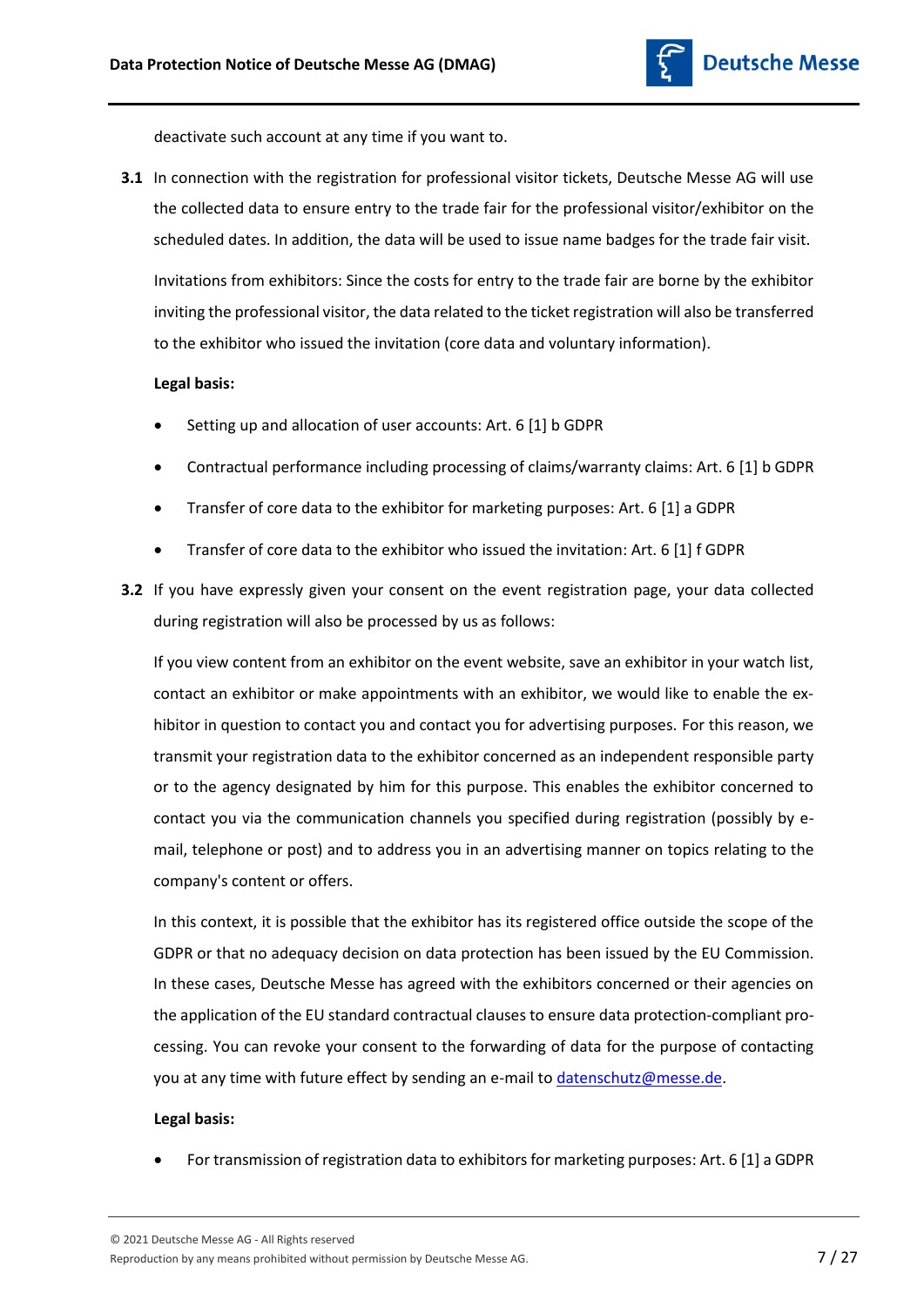deactivate such account at any time if you want to.

**3.1** In connection with the registration for professional visitor tickets, Deutsche Messe AG will use the collected data to ensure entry to the trade fair for the professional visitor/exhibitor on the scheduled dates. In addition, the data will be used to issue name badges for the trade fair visit.

Invitations from exhibitors: Since the costs for entry to the trade fair are borne by the exhibitor inviting the professional visitor, the data related to the ticket registration will also be transferred to the exhibitor who issued the invitation (core data and voluntary information).

**Legal basis:**

- Setting up and allocation of user accounts: Art. 6 [1] b GDPR
- Contractual performance including processing of claims/warranty claims: Art. 6 [1] b GDPR
- Transfer of core data to the exhibitor for marketing purposes: Art. 6 [1] a GDPR
- Transfer of core data to the exhibitor who issued the invitation: Art. 6 [1] f GDPR

**3.2** If you have expressly given your consent on the event registration page, your data collected during registration will also be processed by us as follows:

If you view content from an exhibitor on the event website, save an exhibitor in your watch list, contact an exhibitor or make appointments with an exhibitor, we would like to enable the exhibitor in question to contact you and contact you for advertising purposes. For this reason, we transmit your registration data to the exhibitor concerned as an independent responsible party or to the agency designated by him for this purpose. This enables the exhibitor concerned to contact you via the communication channels you specified during registration (possibly by e-mail, telephone or post) and to address you in an advertising manner on topics relating to the company's content or offers.

In this context, it is possible that the exhibitor has its registered office outside the scope of the GDPR or that no adequacy decision on data protection has been issued by the EU Commission. In these cases, Deutsche Messe has agreed with the exhibitors concerned or their agencies on the application of the EU standard contractual clauses to ensure data protection-compliant processing. You can revoke your consent to the forwarding of data for the purpose of contacting you at any time with future effect by sending an e-mail to datenschutz@messe.de.

**Legal basis:**

- For transmission of registration data to exhibitors for marketing purposes: Art. 6 [1] a GDPR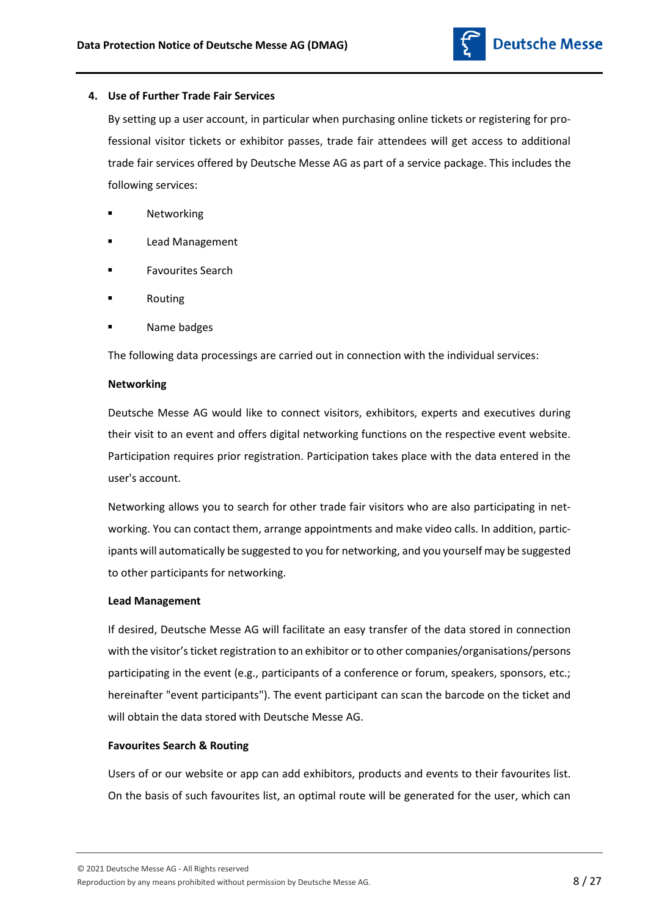## 4. Use of Further Trade Fair Services

By setting up a user account, in particular when purchasing online tickets or registering for professional visitor tickets or exhibitor passes, trade fair attendees will get access to additional trade fair services offered by Deutsche Messe AG as part of a service package. This includes the following services:

- Networking
- Lead Management
- Favourites Search
- Routing
- Name badges

The following data processings are carried out in connection with the individual services:

**Networking**

Deutsche Messe AG would like to connect visitors, exhibitors, experts and executives during their visit to an event and offers digital networking functions on the respective event website. Participation requires prior registration. Participation takes place with the data entered in the user's account.

Networking allows you to search for other trade fair visitors who are also participating in networking. You can contact them, arrange appointments and make video calls. In addition, participants will automatically be suggested to you for networking, and you yourself may be suggested to other participants for networking.

**Lead Management**

If desired, Deutsche Messe AG will facilitate an easy transfer of the data stored in connection with the visitor's ticket registration to an exhibitor or to other companies/organisations/persons participating in the event (e.g., participants of a conference or forum, speakers, sponsors, etc.; hereinafter "event participants"). The event participant can scan the barcode on the ticket and will obtain the data stored with Deutsche Messe AG.

**Favourites Search & Routing**

Users of or our website or app can add exhibitors, products and events to their favourites list. On the basis of such favourites list, an optimal route will be generated for the user, which can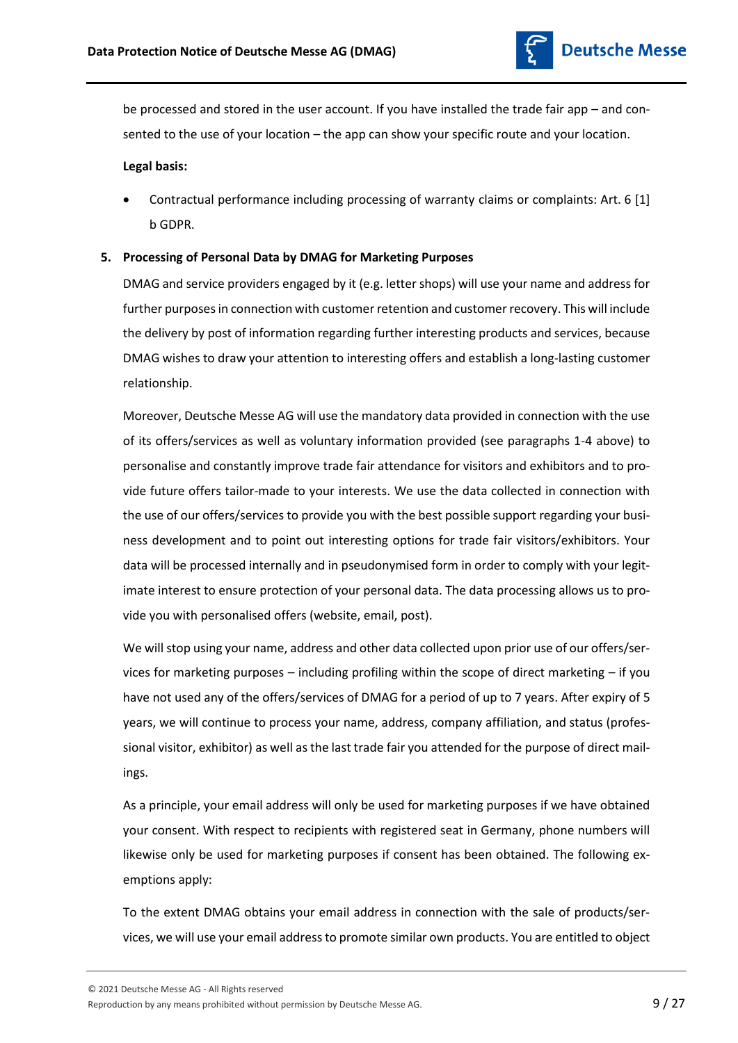be processed and stored in the user account. If you have installed the trade fair app – and consented to the use of your location – the app can show your specific route and your location.

**Legal basis:**

- Contractual performance including processing of warranty claims or complaints: Art. 6 [1] b GDPR.

## 5. Processing of Personal Data by DMAG for Marketing Purposes

DMAG and service providers engaged by it (e.g. letter shops) will use your name and address for further purposes in connection with customer retention and customer recovery. This will include the delivery by post of information regarding further interesting products and services, because DMAG wishes to draw your attention to interesting offers and establish a long-lasting customer relationship.

Moreover, Deutsche Messe AG will use the mandatory data provided in connection with the use of its offers/services as well as voluntary information provided (see paragraphs 1-4 above) to personalise and constantly improve trade fair attendance for visitors and exhibitors and to provide future offers tailor-made to your interests. We use the data collected in connection with the use of our offers/services to provide you with the best possible support regarding your business development and to point out interesting options for trade fair visitors/exhibitors. Your data will be processed internally and in pseudonymised form in order to comply with your legitimate interest to ensure protection of your personal data. The data processing allows us to provide you with personalised offers (website, email, post).

We will stop using your name, address and other data collected upon prior use of our offers/services for marketing purposes – including profiling within the scope of direct marketing – if you have not used any of the offers/services of DMAG for a period of up to 7 years. After expiry of 5 years, we will continue to process your name, address, company affiliation, and status (professional visitor, exhibitor) as well as the last trade fair you attended for the purpose of direct mailings.

As a principle, your email address will only be used for marketing purposes if we have obtained your consent. With respect to recipients with registered seat in Germany, phone numbers will likewise only be used for marketing purposes if consent has been obtained. The following exemptions apply:

To the extent DMAG obtains your email address in connection with the sale of products/services, we will use your email address to promote similar own products. You are entitled to object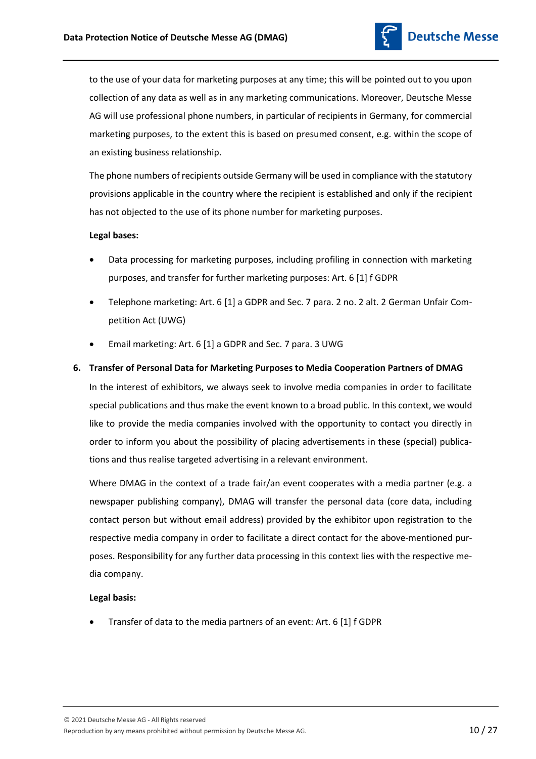to the use of your data for marketing purposes at any time; this will be pointed out to you upon collection of any data as well as in any marketing communications. Moreover, Deutsche Messe AG will use professional phone numbers, in particular of recipients in Germany, for commercial marketing purposes, to the extent this is based on presumed consent, e.g. within the scope of an existing business relationship.

The phone numbers of recipients outside Germany will be used in compliance with the statutory provisions applicable in the country where the recipient is established and only if the recipient has not objected to the use of its phone number for marketing purposes.

**Legal bases:**

- Data processing for marketing purposes, including profiling in connection with marketing purposes, and transfer for further marketing purposes: Art. 6 [1] f GDPR
- Telephone marketing: Art. 6 [1] a GDPR and Sec. 7 para. 2 no. 2 alt. 2 German Unfair Competition Act (UWG)
- Email marketing: Art. 6 [1] a GDPR and Sec. 7 para. 3 UWG

### 6. Transfer of Personal Data for Marketing Purposes to Media Cooperation Partners of DMAG

In the interest of exhibitors, we always seek to involve media companies in order to facilitate special publications and thus make the event known to a broad public. In this context, we would like to provide the media companies involved with the opportunity to contact you directly in order to inform you about the possibility of placing advertisements in these (special) publications and thus realise targeted advertising in a relevant environment.

Where DMAG in the context of a trade fair/an event cooperates with a media partner (e.g. a newspaper publishing company), DMAG will transfer the personal data (core data, including contact person but without email address) provided by the exhibitor upon registration to the respective media company in order to facilitate a direct contact for the above-mentioned purposes. Responsibility for any further data processing in this context lies with the respective media company.

**Legal basis:**

- Transfer of data to the media partners of an event: Art. 6 [1] f GDPR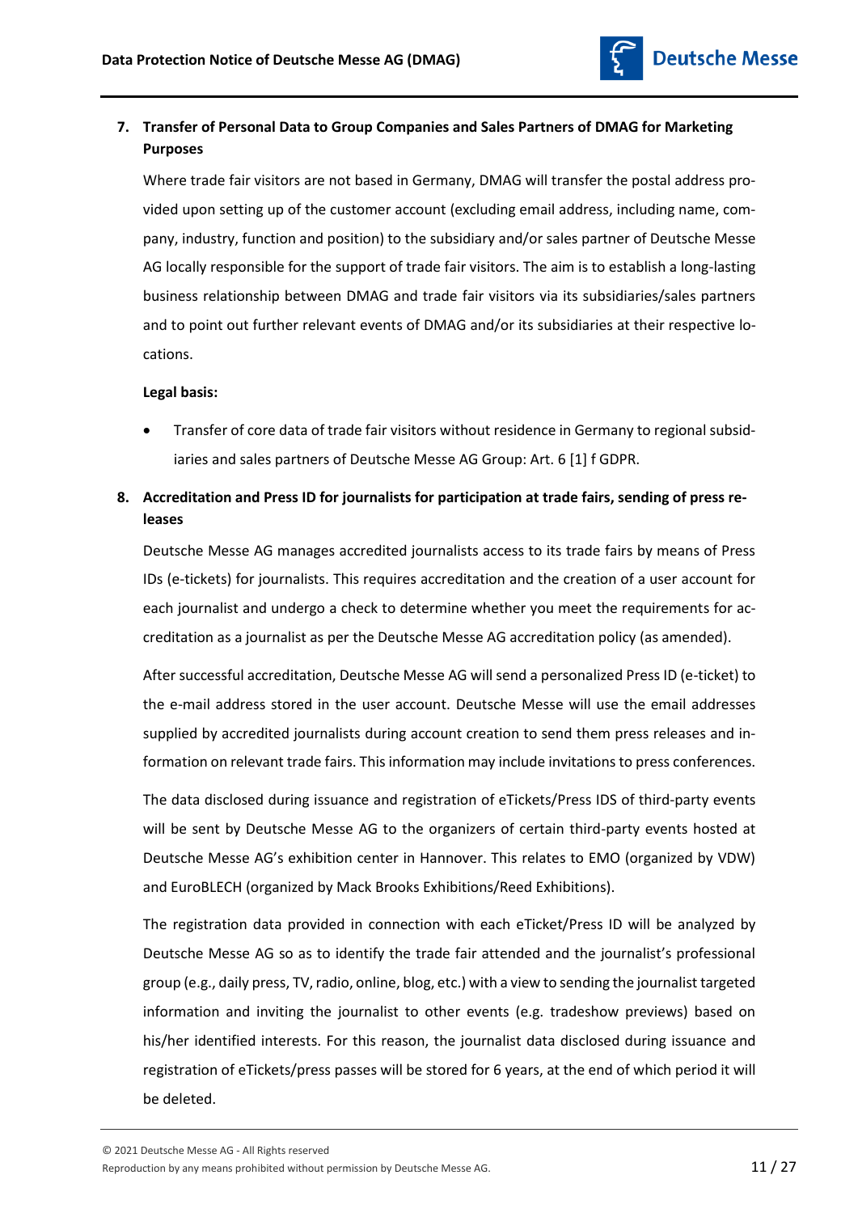7. **Transfer of Personal Data to Group Companies and Sales Partners of DMAG for Marketing Purposes**

   Where trade fair visitors are not based in Germany, DMAG will transfer the postal address provided upon setting up of the customer account (excluding email address, including name, company, industry, function and position) to the subsidiary and/or sales partner of Deutsche Messe AG locally responsible for the support of trade fair visitors. The aim is to establish a long-lasting business relationship between DMAG and trade fair visitors via its subsidiaries/sales partners and to point out further relevant events of DMAG and/or its subsidiaries at their respective locations.

   **Legal basis:**

   - Transfer of core data of trade fair visitors without residence in Germany to regional subsidiaries and sales partners of Deutsche Messe AG Group: Art. 6 [1] f GDPR.

8. **Accreditation and Press ID for journalists for participation at trade fairs, sending of press releases**

   Deutsche Messe AG manages accredited journalists access to its trade fairs by means of Press IDs (e-tickets) for journalists. This requires accreditation and the creation of a user account for each journalist and undergo a check to determine whether you meet the requirements for accreditation as a journalist as per the Deutsche Messe AG accreditation policy (as amended).

   After successful accreditation, Deutsche Messe AG will send a personalized Press ID (e-ticket) to the e-mail address stored in the user account. Deutsche Messe will use the email addresses supplied by accredited journalists during account creation to send them press releases and information on relevant trade fairs. This information may include invitations to press conferences.

   The data disclosed during issuance and registration of eTickets/Press IDS of third-party events will be sent by Deutsche Messe AG to the organizers of certain third-party events hosted at Deutsche Messe AG's exhibition center in Hannover. This relates to EMO (organized by VDW) and EuroBLECH (organized by Mack Brooks Exhibitions/Reed Exhibitions).

   The registration data provided in connection with each eTicket/Press ID will be analyzed by Deutsche Messe AG so as to identify the trade fair attended and the journalist's professional group (e.g., daily press, TV, radio, online, blog, etc.) with a view to sending the journalist targeted information and inviting the journalist to other events (e.g. tradeshow previews) based on his/her identified interests. For this reason, the journalist data disclosed during issuance and registration of eTickets/press passes will be stored for 6 years, at the end of which period it will be deleted.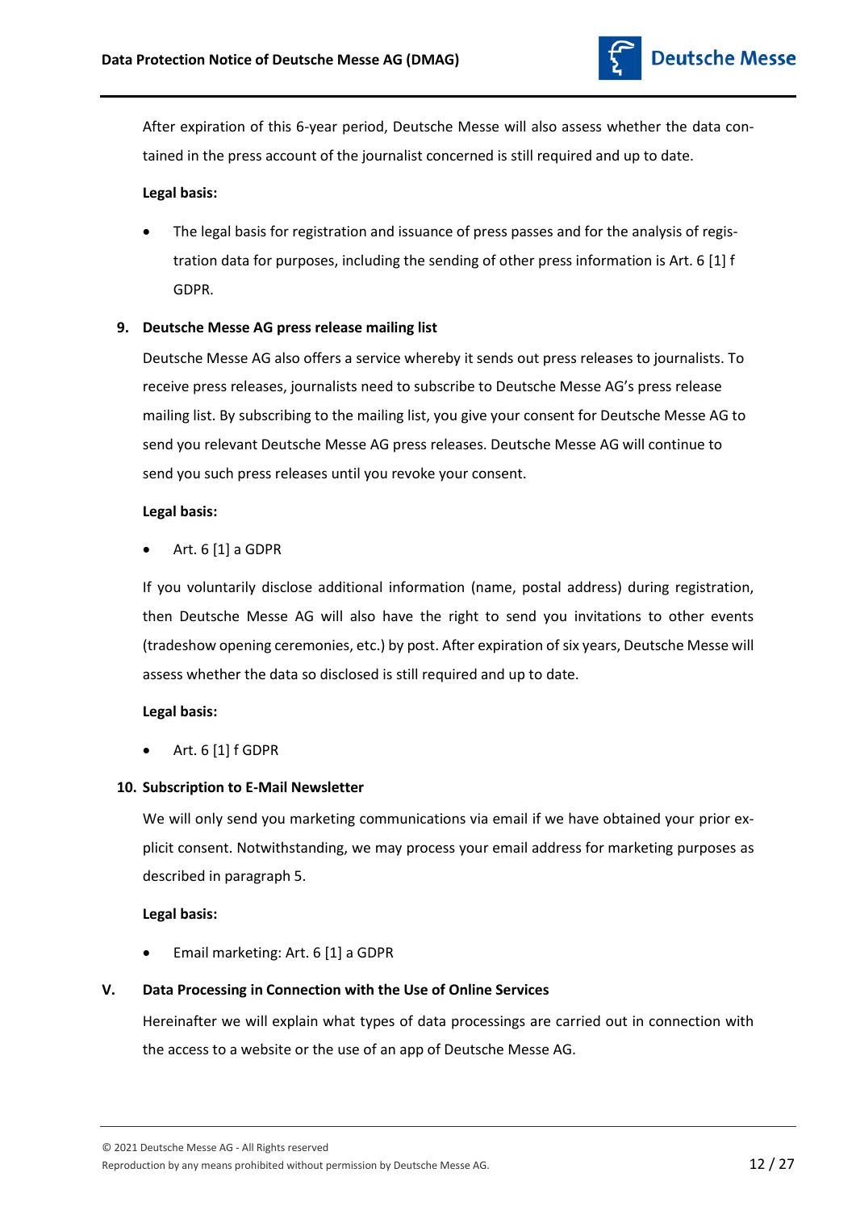After expiration of this 6-year period, Deutsche Messe will also assess whether the data contained in the press account of the journalist concerned is still required and up to date.

**Legal basis:**

- The legal basis for registration and issuance of press passes and for the analysis of registration data for purposes, including the sending of other press information is Art. 6 [1] f GDPR.

**9. Deutsche Messe AG press release mailing list**

Deutsche Messe AG also offers a service whereby it sends out press releases to journalists. To receive press releases, journalists need to subscribe to Deutsche Messe AG's press release mailing list. By subscribing to the mailing list, you give your consent for Deutsche Messe AG to send you relevant Deutsche Messe AG press releases. Deutsche Messe AG will continue to send you such press releases until you revoke your consent.

**Legal basis:**

- Art. 6 [1] a GDPR

If you voluntarily disclose additional information (name, postal address) during registration, then Deutsche Messe AG will also have the right to send you invitations to other events (tradeshow opening ceremonies, etc.) by post. After expiration of six years, Deutsche Messe will assess whether the data so disclosed is still required and up to date.

**Legal basis:**

- Art. 6 [1] f GDPR

**10. Subscription to E-Mail Newsletter**

We will only send you marketing communications via email if we have obtained your prior explicit consent. Notwithstanding, we may process your email address for marketing purposes as described in paragraph 5.

**Legal basis:**

- Email marketing: Art. 6 [1] a GDPR

## V. Data Processing in Connection with the Use of Online Services

Hereinafter we will explain what types of data processings are carried out in connection with the access to a website or the use of an app of Deutsche Messe AG.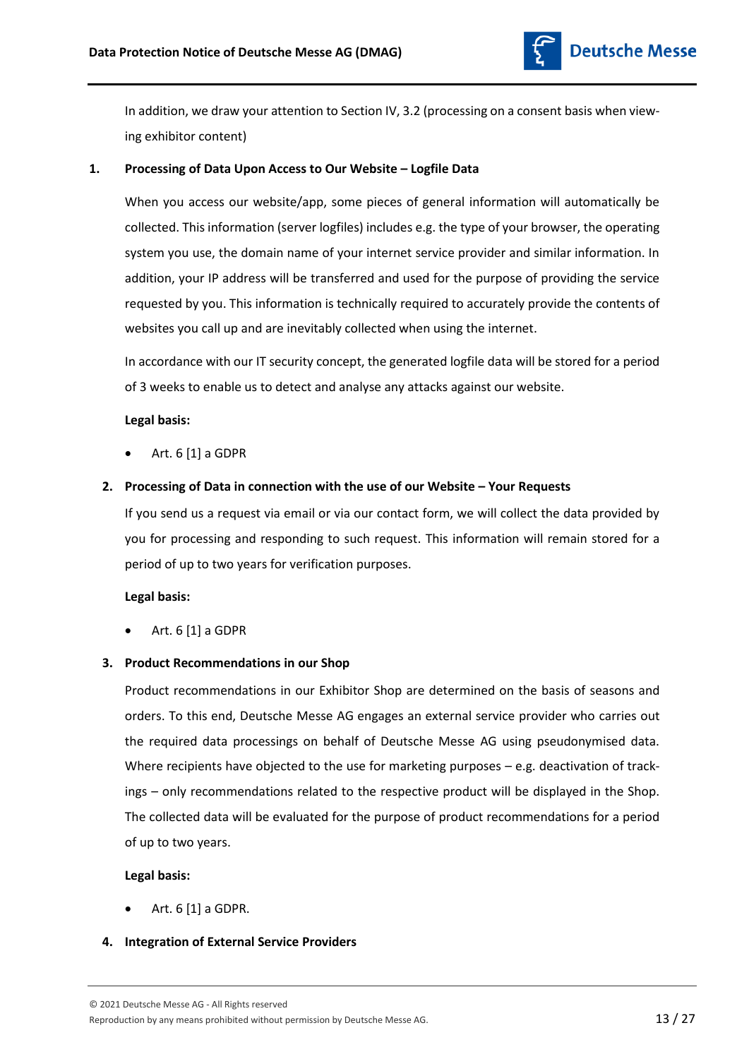In addition, we draw your attention to Section IV, 3.2 (processing on a consent basis when viewing exhibitor content)

### 1. Processing of Data Upon Access to Our Website – Logfile Data

When you access our website/app, some pieces of general information will automatically be collected. This information (server logfiles) includes e.g. the type of your browser, the operating system you use, the domain name of your internet service provider and similar information. In addition, your IP address will be transferred and used for the purpose of providing the service requested by you. This information is technically required to accurately provide the contents of websites you call up and are inevitably collected when using the internet.

In accordance with our IT security concept, the generated logfile data will be stored for a period of 3 weeks to enable us to detect and analyse any attacks against our website.

**Legal basis:**

- Art. 6 [1] a GDPR

### 2. Processing of Data in connection with the use of our Website – Your Requests

If you send us a request via email or via our contact form, we will collect the data provided by you for processing and responding to such request. This information will remain stored for a period of up to two years for verification purposes.

**Legal basis:**

- Art. 6 [1] a GDPR

### 3. Product Recommendations in our Shop

Product recommendations in our Exhibitor Shop are determined on the basis of seasons and orders. To this end, Deutsche Messe AG engages an external service provider who carries out the required data processings on behalf of Deutsche Messe AG using pseudonymised data. Where recipients have objected to the use for marketing purposes – e.g. deactivation of trackings – only recommendations related to the respective product will be displayed in the Shop. The collected data will be evaluated for the purpose of product recommendations for a period of up to two years.

**Legal basis:**

- Art. 6 [1] a GDPR.

### 4. Integration of External Service Providers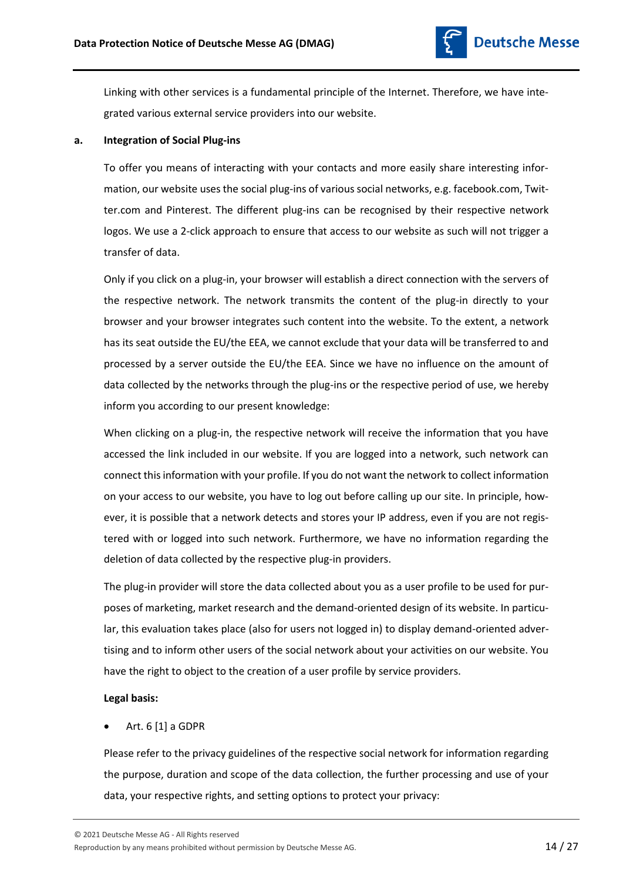Linking with other services is a fundamental principle of the Internet. Therefore, we have integrated various external service providers into our website.

**a. Integration of Social Plug-ins**

To offer you means of interacting with your contacts and more easily share interesting information, our website uses the social plug-ins of various social networks, e.g. facebook.com, Twitter.com and Pinterest. The different plug-ins can be recognised by their respective network logos. We use a 2-click approach to ensure that access to our website as such will not trigger a transfer of data.

Only if you click on a plug-in, your browser will establish a direct connection with the servers of the respective network. The network transmits the content of the plug-in directly to your browser and your browser integrates such content into the website. To the extent, a network has its seat outside the EU/the EEA, we cannot exclude that your data will be transferred to and processed by a server outside the EU/the EEA. Since we have no influence on the amount of data collected by the networks through the plug-ins or the respective period of use, we hereby inform you according to our present knowledge:

When clicking on a plug-in, the respective network will receive the information that you have accessed the link included in our website. If you are logged into a network, such network can connect this information with your profile. If you do not want the network to collect information on your access to our website, you have to log out before calling up our site. In principle, however, it is possible that a network detects and stores your IP address, even if you are not registered with or logged into such network. Furthermore, we have no information regarding the deletion of data collected by the respective plug-in providers.

The plug-in provider will store the data collected about you as a user profile to be used for purposes of marketing, market research and the demand-oriented design of its website. In particular, this evaluation takes place (also for users not logged in) to display demand-oriented advertising and to inform other users of the social network about your activities on our website. You have the right to object to the creation of a user profile by service providers.

**Legal basis:**

- Art. 6 [1] a GDPR

Please refer to the privacy guidelines of the respective social network for information regarding the purpose, duration and scope of the data collection, the further processing and use of your data, your respective rights, and setting options to protect your privacy: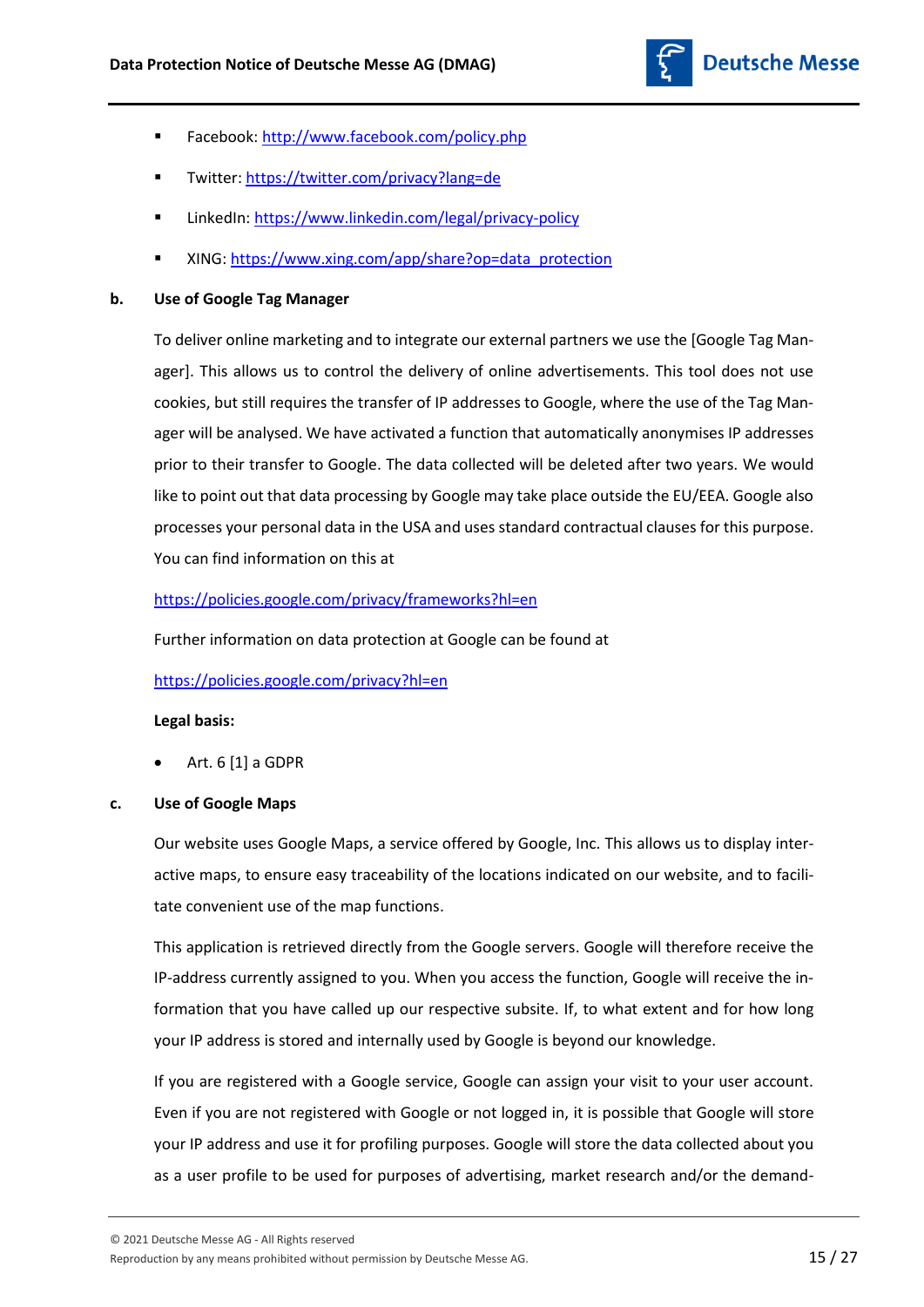- Facebook: http://www.facebook.com/policy.php
- Twitter: https://twitter.com/privacy?lang=de
- LinkedIn: https://www.linkedin.com/legal/privacy-policy
- XING: https://www.xing.com/app/share?op=data_protection

**b. Use of Google Tag Manager**

To deliver online marketing and to integrate our external partners we use the [Google Tag Manager]. This allows us to control the delivery of online advertisements. This tool does not use cookies, but still requires the transfer of IP addresses to Google, where the use of the Tag Manager will be analysed. We have activated a function that automatically anonymises IP addresses prior to their transfer to Google. The data collected will be deleted after two years. We would like to point out that data processing by Google may take place outside the EU/EEA. Google also processes your personal data in the USA and uses standard contractual clauses for this purpose. You can find information on this at

https://policies.google.com/privacy/frameworks?hl=en

Further information on data protection at Google can be found at

https://policies.google.com/privacy?hl=en

**Legal basis:**

- Art. 6 [1] a GDPR

**c. Use of Google Maps**

Our website uses Google Maps, a service offered by Google, Inc. This allows us to display interactive maps, to ensure easy traceability of the locations indicated on our website, and to facilitate convenient use of the map functions.

This application is retrieved directly from the Google servers. Google will therefore receive the IP-address currently assigned to you. When you access the function, Google will receive the information that you have called up our respective subsite. If, to what extent and for how long your IP address is stored and internally used by Google is beyond our knowledge.

If you are registered with a Google service, Google can assign your visit to your user account. Even if you are not registered with Google or not logged in, it is possible that Google will store your IP address and use it for profiling purposes. Google will store the data collected about you as a user profile to be used for purposes of advertising, market research and/or the demand-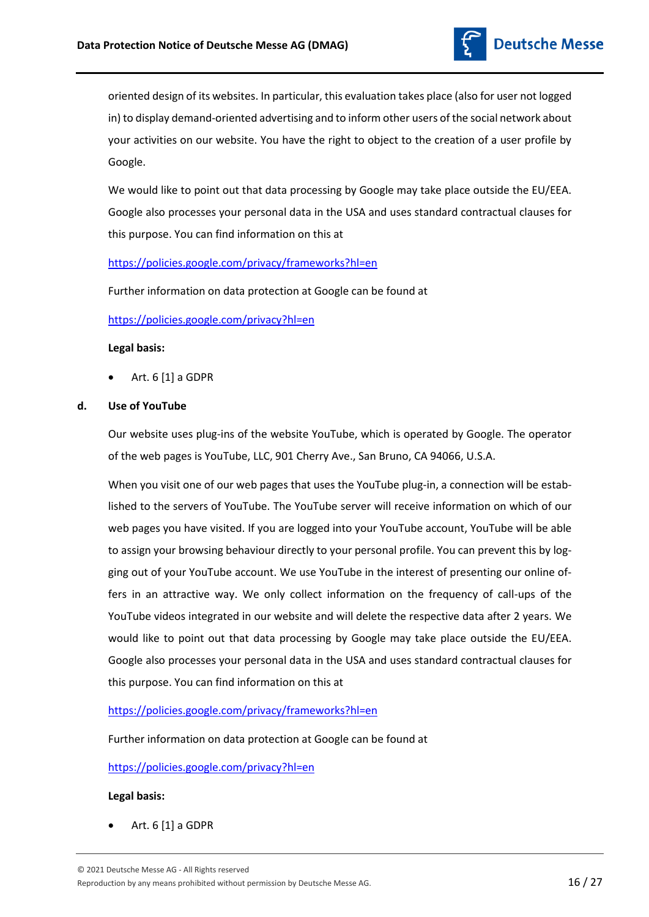oriented design of its websites. In particular, this evaluation takes place (also for user not logged in) to display demand-oriented advertising and to inform other users of the social network about your activities on our website. You have the right to object to the creation of a user profile by Google.

We would like to point out that data processing by Google may take place outside the EU/EEA. Google also processes your personal data in the USA and uses standard contractual clauses for this purpose. You can find information on this at

https://policies.google.com/privacy/frameworks?hl=en

Further information on data protection at Google can be found at

https://policies.google.com/privacy?hl=en

**Legal basis:**

- Art. 6 [1] a GDPR

### d. Use of YouTube

Our website uses plug-ins of the website YouTube, which is operated by Google. The operator of the web pages is YouTube, LLC, 901 Cherry Ave., San Bruno, CA 94066, U.S.A.

When you visit one of our web pages that uses the YouTube plug-in, a connection will be established to the servers of YouTube. The YouTube server will receive information on which of our web pages you have visited. If you are logged into your YouTube account, YouTube will be able to assign your browsing behaviour directly to your personal profile. You can prevent this by logging out of your YouTube account. We use YouTube in the interest of presenting our online offers in an attractive way. We only collect information on the frequency of call-ups of the YouTube videos integrated in our website and will delete the respective data after 2 years. We would like to point out that data processing by Google may take place outside the EU/EEA. Google also processes your personal data in the USA and uses standard contractual clauses for this purpose. You can find information on this at

https://policies.google.com/privacy/frameworks?hl=en

Further information on data protection at Google can be found at

https://policies.google.com/privacy?hl=en

**Legal basis:**

- Art. 6 [1] a GDPR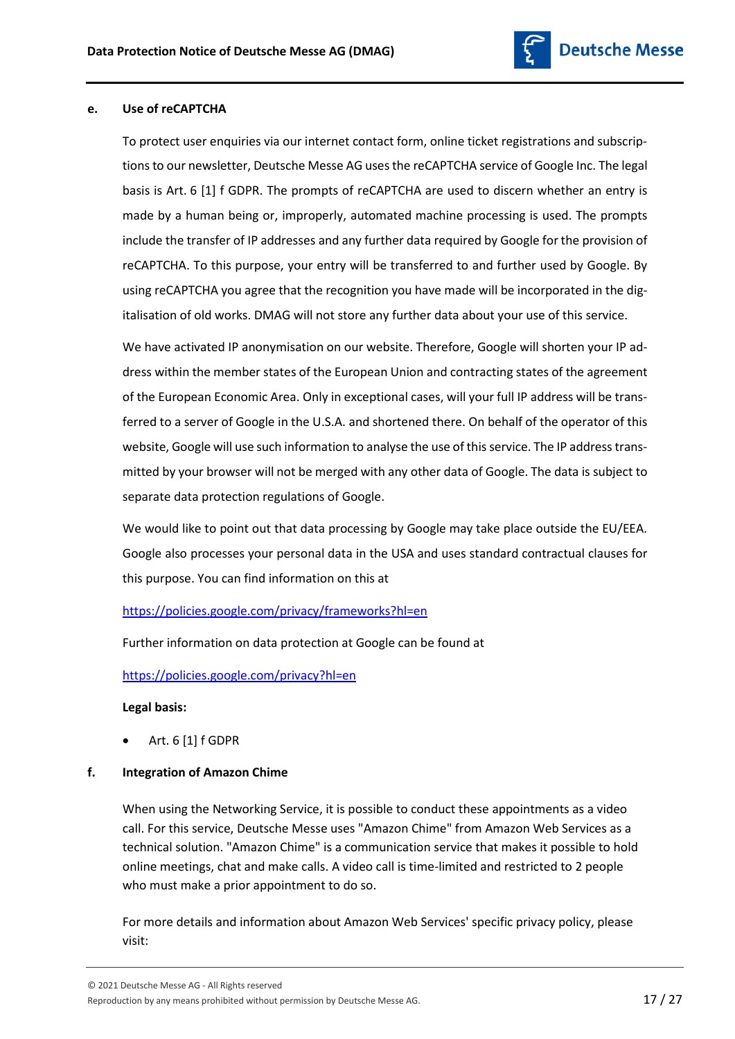### e. Use of reCAPTCHA

To protect user enquiries via our internet contact form, online ticket registrations and subscriptions to our newsletter, Deutsche Messe AG uses the reCAPTCHA service of Google Inc. The legal basis is Art. 6 [1] f GDPR. The prompts of reCAPTCHA are used to discern whether an entry is made by a human being or, improperly, automated machine processing is used. The prompts include the transfer of IP addresses and any further data required by Google for the provision of reCAPTCHA. To this purpose, your entry will be transferred to and further used by Google. By using reCAPTCHA you agree that the recognition you have made will be incorporated in the digitalisation of old works. DMAG will not store any further data about your use of this service.

We have activated IP anonymisation on our website. Therefore, Google will shorten your IP address within the member states of the European Union and contracting states of the agreement of the European Economic Area. Only in exceptional cases, will your full IP address will be transferred to a server of Google in the U.S.A. and shortened there. On behalf of the operator of this website, Google will use such information to analyse the use of this service. The IP address transmitted by your browser will not be merged with any other data of Google. The data is subject to separate data protection regulations of Google.

We would like to point out that data processing by Google may take place outside the EU/EEA. Google also processes your personal data in the USA and uses standard contractual clauses for this purpose. You can find information on this at

https://policies.google.com/privacy/frameworks?hl=en

Further information on data protection at Google can be found at

https://policies.google.com/privacy?hl=en

**Legal basis:**

- Art. 6 [1] f GDPR

### f. Integration of Amazon Chime

When using the Networking Service, it is possible to conduct these appointments as a video call. For this service, Deutsche Messe uses "Amazon Chime" from Amazon Web Services as a technical solution. "Amazon Chime" is a communication service that makes it possible to hold online meetings, chat and make calls. A video call is time-limited and restricted to 2 people who must make a prior appointment to do so.

For more details and information about Amazon Web Services' specific privacy policy, please visit: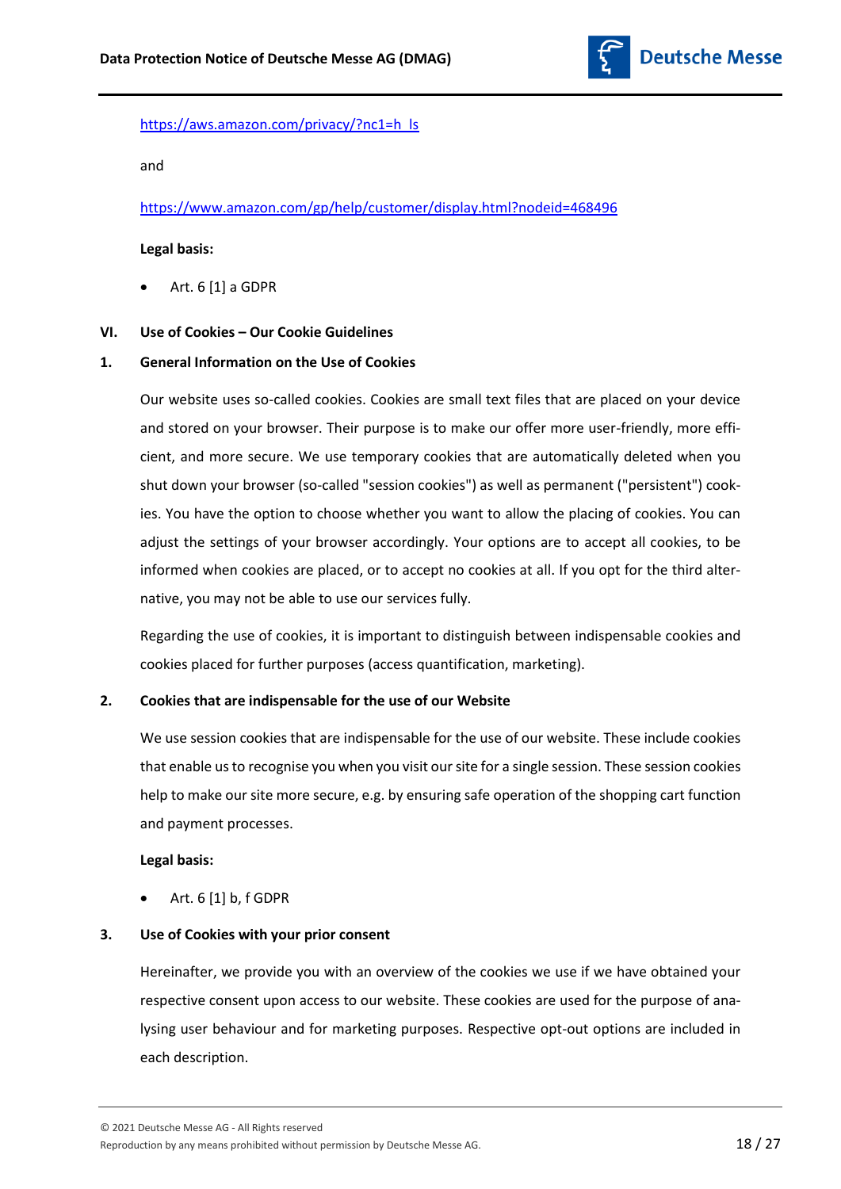https://aws.amazon.com/privacy/?nc1=h_ls

and

https://www.amazon.com/gp/help/customer/display.html?nodeid=468496

**Legal basis:**

- Art. 6 [1] a GDPR

## VI. Use of Cookies – Our Cookie Guidelines

### 1. General Information on the Use of Cookies

Our website uses so-called cookies. Cookies are small text files that are placed on your device and stored on your browser. Their purpose is to make our offer more user-friendly, more efficient, and more secure. We use temporary cookies that are automatically deleted when you shut down your browser (so-called "session cookies") as well as permanent ("persistent") cookies. You have the option to choose whether you want to allow the placing of cookies. You can adjust the settings of your browser accordingly. Your options are to accept all cookies, to be informed when cookies are placed, or to accept no cookies at all. If you opt for the third alternative, you may not be able to use our services fully.

Regarding the use of cookies, it is important to distinguish between indispensable cookies and cookies placed for further purposes (access quantification, marketing).

### 2. Cookies that are indispensable for the use of our Website

We use session cookies that are indispensable for the use of our website. These include cookies that enable us to recognise you when you visit our site for a single session. These session cookies help to make our site more secure, e.g. by ensuring safe operation of the shopping cart function and payment processes.

**Legal basis:**

- Art. 6 [1] b, f GDPR

### 3. Use of Cookies with your prior consent

Hereinafter, we provide you with an overview of the cookies we use if we have obtained your respective consent upon access to our website. These cookies are used for the purpose of analysing user behaviour and for marketing purposes. Respective opt-out options are included in each description.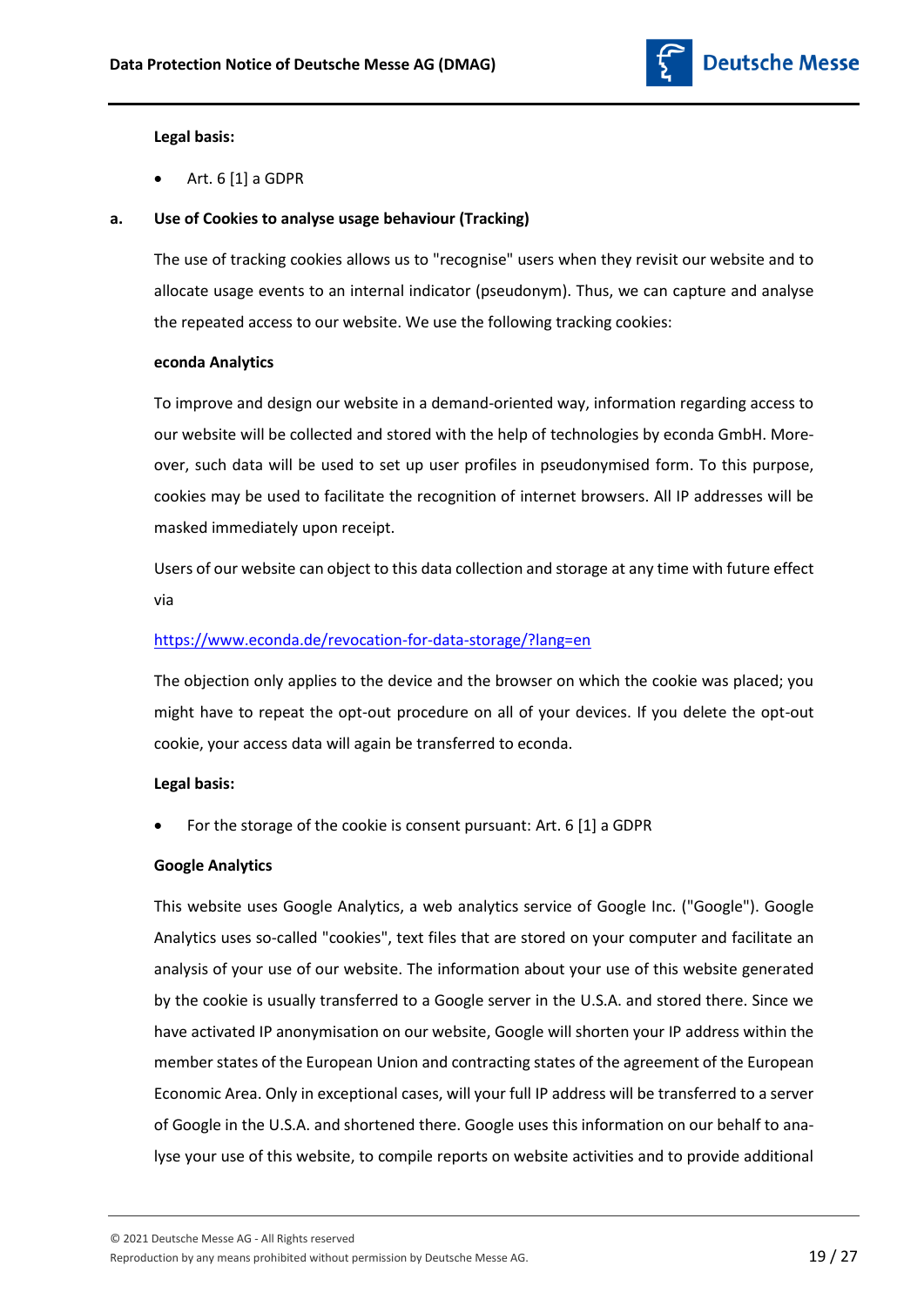**Legal basis:**

- Art. 6 [1] a GDPR

## a. Use of Cookies to analyse usage behaviour (Tracking)

The use of tracking cookies allows us to "recognise" users when they revisit our website and to allocate usage events to an internal indicator (pseudonym). Thus, we can capture and analyse the repeated access to our website. We use the following tracking cookies:

**econda Analytics**

To improve and design our website in a demand-oriented way, information regarding access to our website will be collected and stored with the help of technologies by econda GmbH. Moreover, such data will be used to set up user profiles in pseudonymised form. To this purpose, cookies may be used to facilitate the recognition of internet browsers. All IP addresses will be masked immediately upon receipt.

Users of our website can object to this data collection and storage at any time with future effect via

https://www.econda.de/revocation-for-data-storage/?lang=en

The objection only applies to the device and the browser on which the cookie was placed; you might have to repeat the opt-out procedure on all of your devices. If you delete the opt-out cookie, your access data will again be transferred to econda.

**Legal basis:**

- For the storage of the cookie is consent pursuant: Art. 6 [1] a GDPR

**Google Analytics**

This website uses Google Analytics, a web analytics service of Google Inc. ("Google"). Google Analytics uses so-called "cookies", text files that are stored on your computer and facilitate an analysis of your use of our website. The information about your use of this website generated by the cookie is usually transferred to a Google server in the U.S.A. and stored there. Since we have activated IP anonymisation on our website, Google will shorten your IP address within the member states of the European Union and contracting states of the agreement of the European Economic Area. Only in exceptional cases, will your full IP address will be transferred to a server of Google in the U.S.A. and shortened there. Google uses this information on our behalf to analyse your use of this website, to compile reports on website activities and to provide additional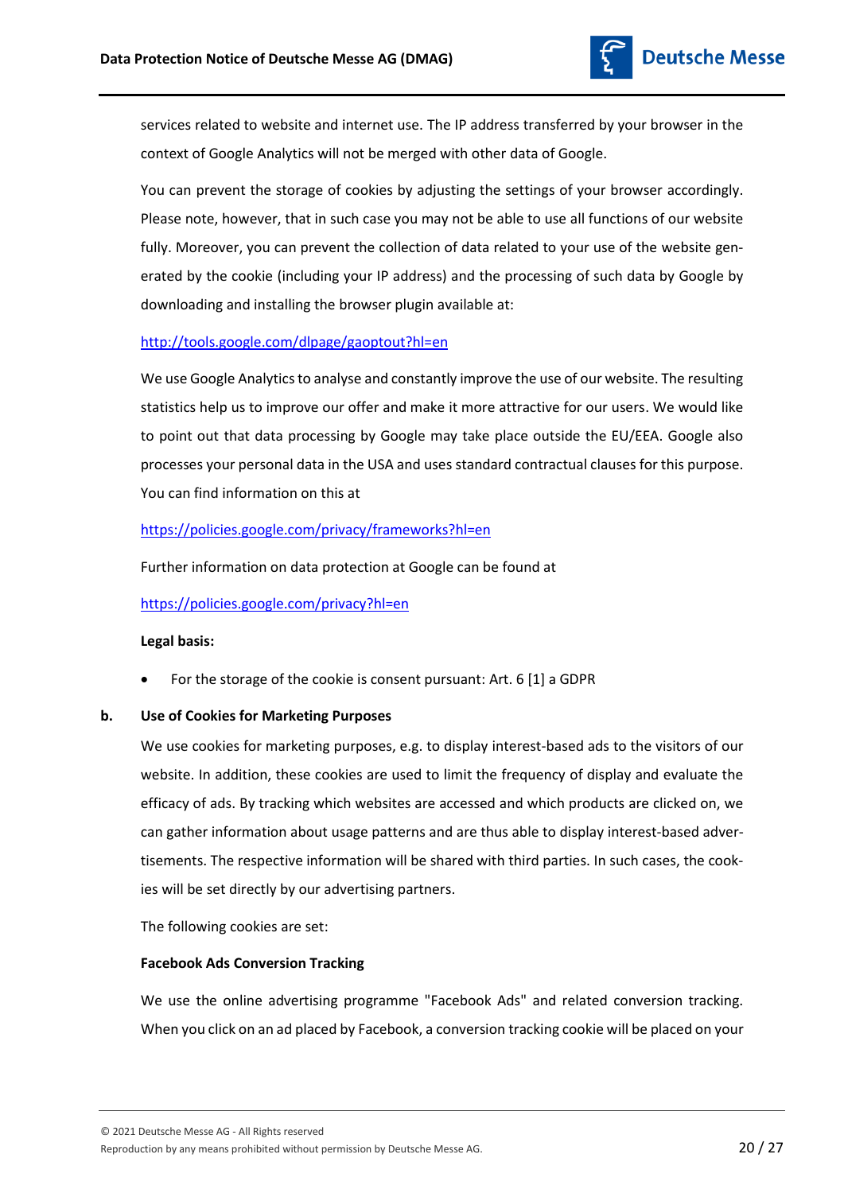services related to website and internet use. The IP address transferred by your browser in the context of Google Analytics will not be merged with other data of Google.

You can prevent the storage of cookies by adjusting the settings of your browser accordingly. Please note, however, that in such case you may not be able to use all functions of our website fully. Moreover, you can prevent the collection of data related to your use of the website generated by the cookie (including your IP address) and the processing of such data by Google by downloading and installing the browser plugin available at:

http://tools.google.com/dlpage/gaoptout?hl=en

We use Google Analytics to analyse and constantly improve the use of our website. The resulting statistics help us to improve our offer and make it more attractive for our users. We would like to point out that data processing by Google may take place outside the EU/EEA. Google also processes your personal data in the USA and uses standard contractual clauses for this purpose. You can find information on this at

https://policies.google.com/privacy/frameworks?hl=en

Further information on data protection at Google can be found at

https://policies.google.com/privacy?hl=en

**Legal basis:**

- For the storage of the cookie is consent pursuant: Art. 6 [1] a GDPR

### b. Use of Cookies for Marketing Purposes

We use cookies for marketing purposes, e.g. to display interest-based ads to the visitors of our website. In addition, these cookies are used to limit the frequency of display and evaluate the efficacy of ads. By tracking which websites are accessed and which products are clicked on, we can gather information about usage patterns and are thus able to display interest-based advertisements. The respective information will be shared with third parties. In such cases, the cookies will be set directly by our advertising partners.

The following cookies are set:

**Facebook Ads Conversion Tracking**

We use the online advertising programme "Facebook Ads" and related conversion tracking. When you click on an ad placed by Facebook, a conversion tracking cookie will be placed on your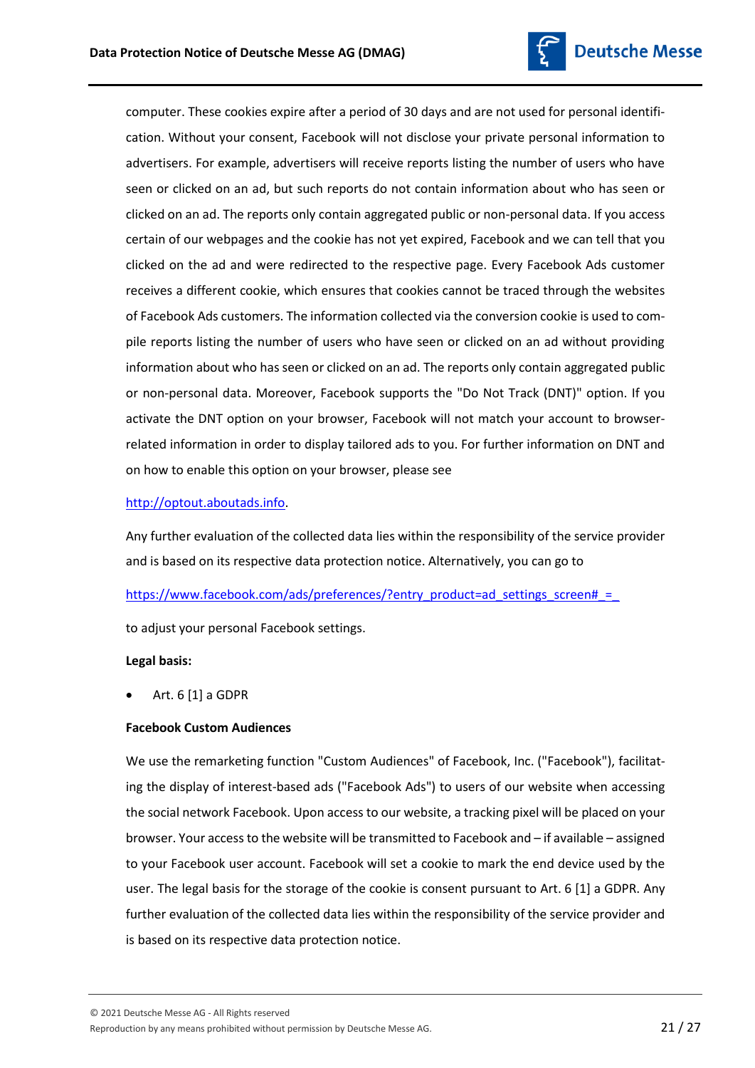computer. These cookies expire after a period of 30 days and are not used for personal identification. Without your consent, Facebook will not disclose your private personal information to advertisers. For example, advertisers will receive reports listing the number of users who have seen or clicked on an ad, but such reports do not contain information about who has seen or clicked on an ad. The reports only contain aggregated public or non-personal data. If you access certain of our webpages and the cookie has not yet expired, Facebook and we can tell that you clicked on the ad and were redirected to the respective page. Every Facebook Ads customer receives a different cookie, which ensures that cookies cannot be traced through the websites of Facebook Ads customers. The information collected via the conversion cookie is used to compile reports listing the number of users who have seen or clicked on an ad without providing information about who has seen or clicked on an ad. The reports only contain aggregated public or non-personal data. Moreover, Facebook supports the "Do Not Track (DNT)" option. If you activate the DNT option on your browser, Facebook will not match your account to browser-related information in order to display tailored ads to you. For further information on DNT and on how to enable this option on your browser, please see

http://optout.aboutads.info.

Any further evaluation of the collected data lies within the responsibility of the service provider and is based on its respective data protection notice. Alternatively, you can go to

https://www.facebook.com/ads/preferences/?entry_product=ad_settings_screen#_=_

to adjust your personal Facebook settings.

**Legal basis:**

- Art. 6 [1] a GDPR

**Facebook Custom Audiences**

We use the remarketing function "Custom Audiences" of Facebook, Inc. ("Facebook"), facilitating the display of interest-based ads ("Facebook Ads") to users of our website when accessing the social network Facebook. Upon access to our website, a tracking pixel will be placed on your browser. Your access to the website will be transmitted to Facebook and – if available – assigned to your Facebook user account. Facebook will set a cookie to mark the end device used by the user. The legal basis for the storage of the cookie is consent pursuant to Art. 6 [1] a GDPR. Any further evaluation of the collected data lies within the responsibility of the service provider and is based on its respective data protection notice.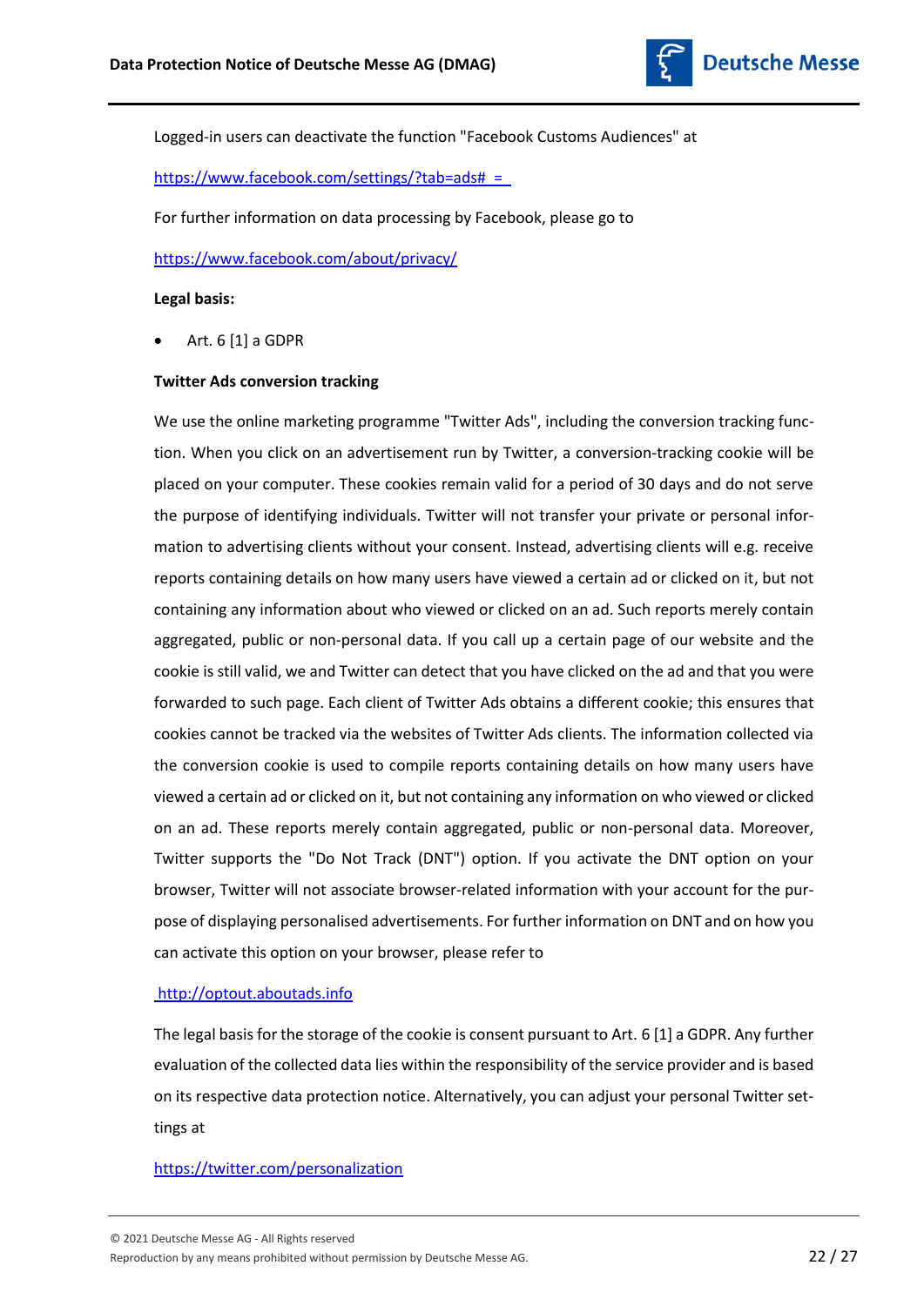Logged-in users can deactivate the function "Facebook Customs Audiences" at

https://www.facebook.com/settings/?tab=ads#_=_

For further information on data processing by Facebook, please go to

https://www.facebook.com/about/privacy/

**Legal basis:**

- Art. 6 [1] a GDPR

**Twitter Ads conversion tracking**

We use the online marketing programme "Twitter Ads", including the conversion tracking function. When you click on an advertisement run by Twitter, a conversion-tracking cookie will be placed on your computer. These cookies remain valid for a period of 30 days and do not serve the purpose of identifying individuals. Twitter will not transfer your private or personal information to advertising clients without your consent. Instead, advertising clients will e.g. receive reports containing details on how many users have viewed a certain ad or clicked on it, but not containing any information about who viewed or clicked on an ad. Such reports merely contain aggregated, public or non-personal data. If you call up a certain page of our website and the cookie is still valid, we and Twitter can detect that you have clicked on the ad and that you were forwarded to such page. Each client of Twitter Ads obtains a different cookie; this ensures that cookies cannot be tracked via the websites of Twitter Ads clients. The information collected via the conversion cookie is used to compile reports containing details on how many users have viewed a certain ad or clicked on it, but not containing any information on who viewed or clicked on an ad. These reports merely contain aggregated, public or non-personal data. Moreover, Twitter supports the "Do Not Track (DNT") option. If you activate the DNT option on your browser, Twitter will not associate browser-related information with your account for the purpose of displaying personalised advertisements. For further information on DNT and on how you can activate this option on your browser, please refer to

http://optout.aboutads.info

The legal basis for the storage of the cookie is consent pursuant to Art. 6 [1] a GDPR. Any further evaluation of the collected data lies within the responsibility of the service provider and is based on its respective data protection notice. Alternatively, you can adjust your personal Twitter settings at

https://twitter.com/personalization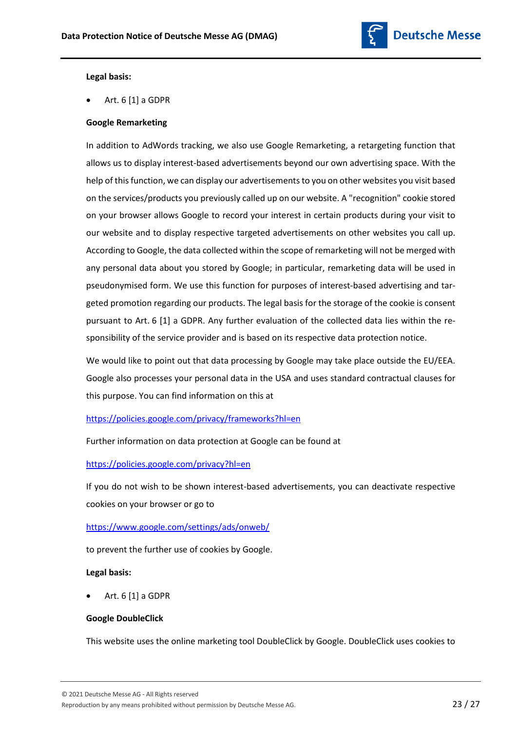**Legal basis:**

- Art. 6 [1] a GDPR

**Google Remarketing**

In addition to AdWords tracking, we also use Google Remarketing, a retargeting function that allows us to display interest-based advertisements beyond our own advertising space. With the help of this function, we can display our advertisements to you on other websites you visit based on the services/products you previously called up on our website. A "recognition" cookie stored on your browser allows Google to record your interest in certain products during your visit to our website and to display respective targeted advertisements on other websites you call up. According to Google, the data collected within the scope of remarketing will not be merged with any personal data about you stored by Google; in particular, remarketing data will be used in pseudonymised form. We use this function for purposes of interest-based advertising and targeted promotion regarding our products. The legal basis for the storage of the cookie is consent pursuant to Art. 6 [1] a GDPR. Any further evaluation of the collected data lies within the responsibility of the service provider and is based on its respective data protection notice.

We would like to point out that data processing by Google may take place outside the EU/EEA. Google also processes your personal data in the USA and uses standard contractual clauses for this purpose. You can find information on this at

https://policies.google.com/privacy/frameworks?hl=en

Further information on data protection at Google can be found at

https://policies.google.com/privacy?hl=en

If you do not wish to be shown interest-based advertisements, you can deactivate respective cookies on your browser or go to

https://www.google.com/settings/ads/onweb/

to prevent the further use of cookies by Google.

**Legal basis:**

- Art. 6 [1] a GDPR

**Google DoubleClick**

This website uses the online marketing tool DoubleClick by Google. DoubleClick uses cookies to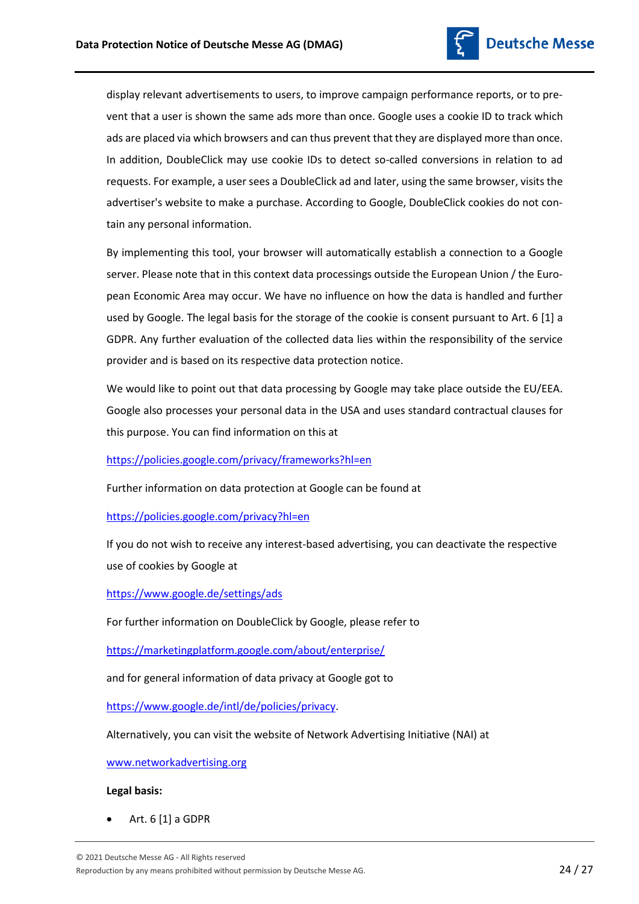display relevant advertisements to users, to improve campaign performance reports, or to prevent that a user is shown the same ads more than once. Google uses a cookie ID to track which ads are placed via which browsers and can thus prevent that they are displayed more than once. In addition, DoubleClick may use cookie IDs to detect so-called conversions in relation to ad requests. For example, a user sees a DoubleClick ad and later, using the same browser, visits the advertiser's website to make a purchase. According to Google, DoubleClick cookies do not contain any personal information.

By implementing this tool, your browser will automatically establish a connection to a Google server. Please note that in this context data processings outside the European Union / the European Economic Area may occur. We have no influence on how the data is handled and further used by Google. The legal basis for the storage of the cookie is consent pursuant to Art. 6 [1] a GDPR. Any further evaluation of the collected data lies within the responsibility of the service provider and is based on its respective data protection notice.

We would like to point out that data processing by Google may take place outside the EU/EEA. Google also processes your personal data in the USA and uses standard contractual clauses for this purpose. You can find information on this at

https://policies.google.com/privacy/frameworks?hl=en

Further information on data protection at Google can be found at

https://policies.google.com/privacy?hl=en

If you do not wish to receive any interest-based advertising, you can deactivate the respective use of cookies by Google at

https://www.google.de/settings/ads

For further information on DoubleClick by Google, please refer to

https://marketingplatform.google.com/about/enterprise/

and for general information of data privacy at Google got to

https://www.google.de/intl/de/policies/privacy.

Alternatively, you can visit the website of Network Advertising Initiative (NAI) at

www.networkadvertising.org

**Legal basis:**

- Art. 6 [1] a GDPR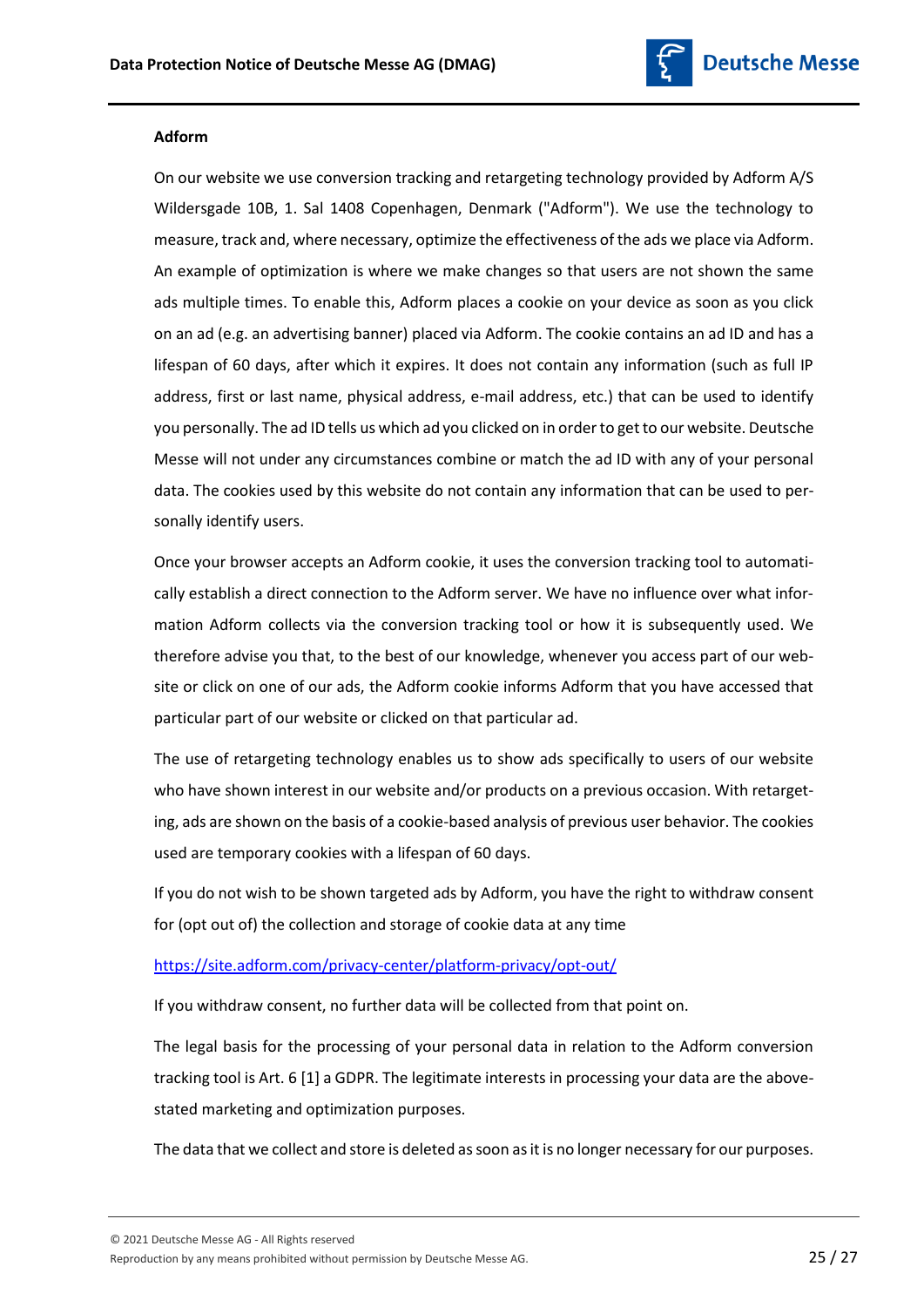**Adform**

On our website we use conversion tracking and retargeting technology provided by Adform A/S Wildersgade 10B, 1. Sal 1408 Copenhagen, Denmark ("Adform"). We use the technology to measure, track and, where necessary, optimize the effectiveness of the ads we place via Adform. An example of optimization is where we make changes so that users are not shown the same ads multiple times. To enable this, Adform places a cookie on your device as soon as you click on an ad (e.g. an advertising banner) placed via Adform. The cookie contains an ad ID and has a lifespan of 60 days, after which it expires. It does not contain any information (such as full IP address, first or last name, physical address, e-mail address, etc.) that can be used to identify you personally. The ad ID tells us which ad you clicked on in order to get to our website. Deutsche Messe will not under any circumstances combine or match the ad ID with any of your personal data. The cookies used by this website do not contain any information that can be used to personally identify users.

Once your browser accepts an Adform cookie, it uses the conversion tracking tool to automatically establish a direct connection to the Adform server. We have no influence over what information Adform collects via the conversion tracking tool or how it is subsequently used. We therefore advise you that, to the best of our knowledge, whenever you access part of our website or click on one of our ads, the Adform cookie informs Adform that you have accessed that particular part of our website or clicked on that particular ad.

The use of retargeting technology enables us to show ads specifically to users of our website who have shown interest in our website and/or products on a previous occasion. With retargeting, ads are shown on the basis of a cookie-based analysis of previous user behavior. The cookies used are temporary cookies with a lifespan of 60 days.

If you do not wish to be shown targeted ads by Adform, you have the right to withdraw consent for (opt out of) the collection and storage of cookie data at any time

https://site.adform.com/privacy-center/platform-privacy/opt-out/

If you withdraw consent, no further data will be collected from that point on.

The legal basis for the processing of your personal data in relation to the Adform conversion tracking tool is Art. 6 [1] a GDPR. The legitimate interests in processing your data are the above-stated marketing and optimization purposes.

The data that we collect and store is deleted as soon as it is no longer necessary for our purposes.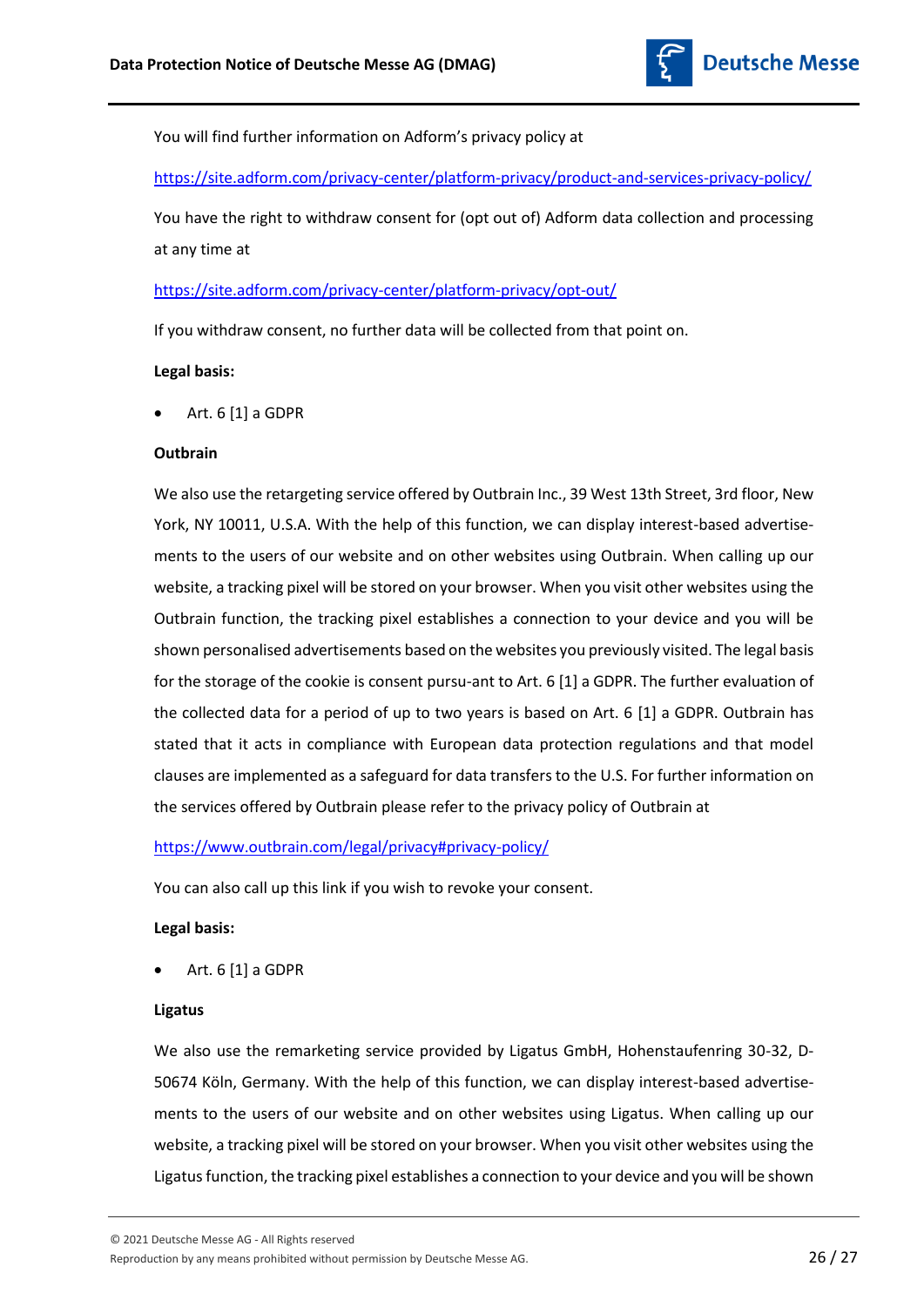You will find further information on Adform's privacy policy at

https://site.adform.com/privacy-center/platform-privacy/product-and-services-privacy-policy/

You have the right to withdraw consent for (opt out of) Adform data collection and processing at any time at

https://site.adform.com/privacy-center/platform-privacy/opt-out/

If you withdraw consent, no further data will be collected from that point on.

**Legal basis:**

- Art. 6 [1] a GDPR

**Outbrain**

We also use the retargeting service offered by Outbrain Inc., 39 West 13th Street, 3rd floor, New York, NY 10011, U.S.A. With the help of this function, we can display interest-based advertisements to the users of our website and on other websites using Outbrain. When calling up our website, a tracking pixel will be stored on your browser. When you visit other websites using the Outbrain function, the tracking pixel establishes a connection to your device and you will be shown personalised advertisements based on the websites you previously visited. The legal basis for the storage of the cookie is consent pursu-ant to Art. 6 [1] a GDPR. The further evaluation of the collected data for a period of up to two years is based on Art. 6 [1] a GDPR. Outbrain has stated that it acts in compliance with European data protection regulations and that model clauses are implemented as a safeguard for data transfers to the U.S. For further information on the services offered by Outbrain please refer to the privacy policy of Outbrain at

https://www.outbrain.com/legal/privacy#privacy-policy/

You can also call up this link if you wish to revoke your consent.

**Legal basis:**

- Art. 6 [1] a GDPR

**Ligatus**

We also use the remarketing service provided by Ligatus GmbH, Hohenstaufenring 30-32, D-50674 Köln, Germany. With the help of this function, we can display interest-based advertisements to the users of our website and on other websites using Ligatus. When calling up our website, a tracking pixel will be stored on your browser. When you visit other websites using the Ligatus function, the tracking pixel establishes a connection to your device and you will be shown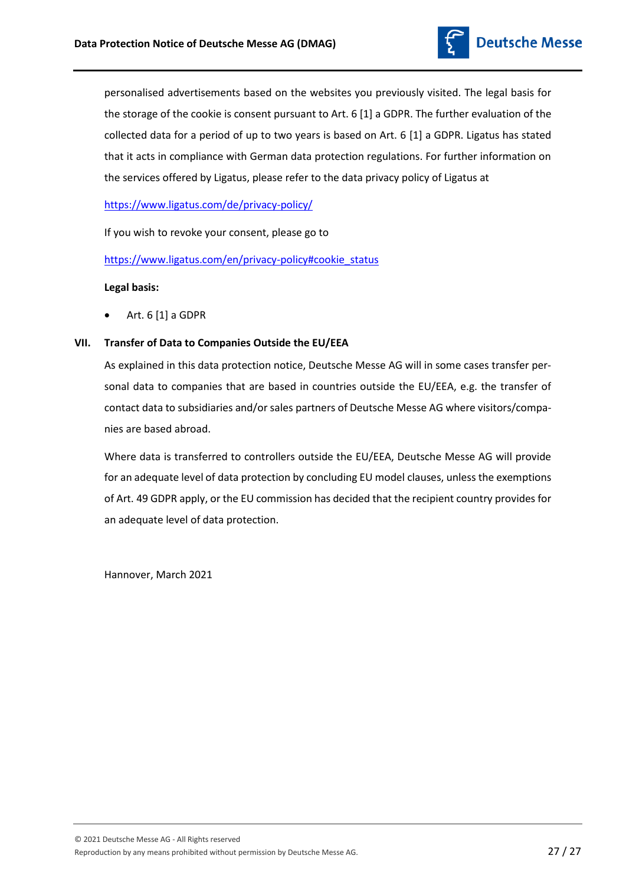personalised advertisements based on the websites you previously visited. The legal basis for the storage of the cookie is consent pursuant to Art. 6 [1] a GDPR. The further evaluation of the collected data for a period of up to two years is based on Art. 6 [1] a GDPR. Ligatus has stated that it acts in compliance with German data protection regulations. For further information on the services offered by Ligatus, please refer to the data privacy policy of Ligatus at

https://www.ligatus.com/de/privacy-policy/

If you wish to revoke your consent, please go to

https://www.ligatus.com/en/privacy-policy#cookie_status

**Legal basis:**

- Art. 6 [1] a GDPR

## VII. Transfer of Data to Companies Outside the EU/EEA

As explained in this data protection notice, Deutsche Messe AG will in some cases transfer personal data to companies that are based in countries outside the EU/EEA, e.g. the transfer of contact data to subsidiaries and/or sales partners of Deutsche Messe AG where visitors/companies are based abroad.

Where data is transferred to controllers outside the EU/EEA, Deutsche Messe AG will provide for an adequate level of data protection by concluding EU model clauses, unless the exemptions of Art. 49 GDPR apply, or the EU commission has decided that the recipient country provides for an adequate level of data protection.

Hannover, March 2021